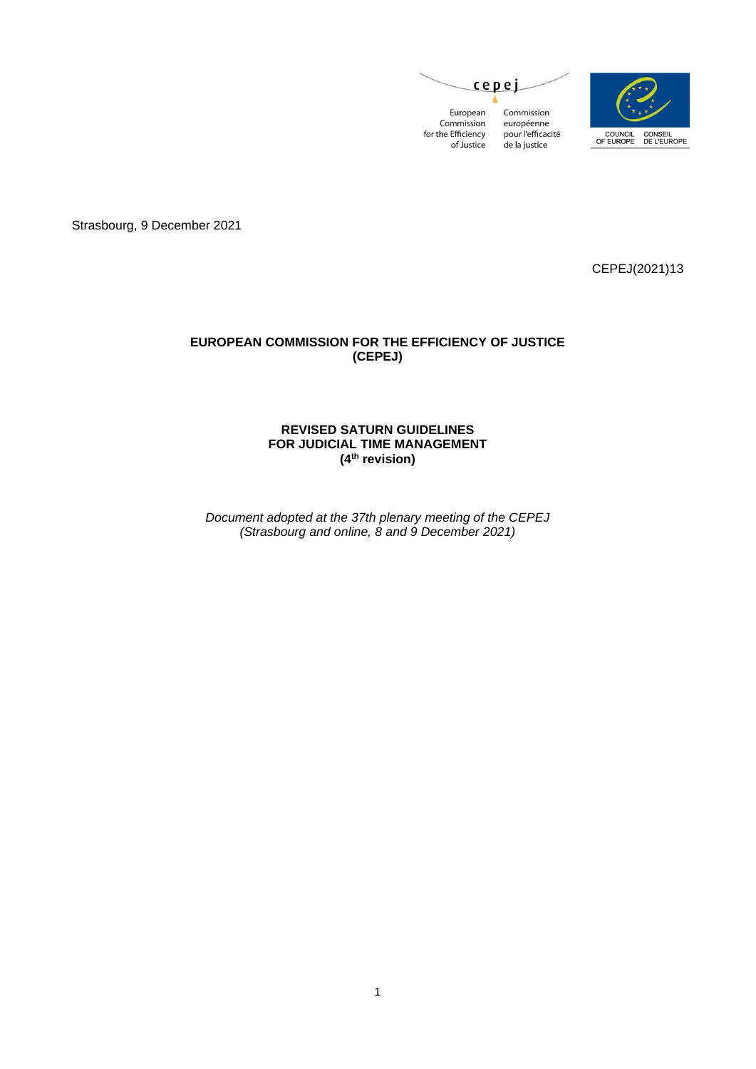cepej

European Commission for the Efficiency of Justice

Commission européenne pour l'efficacité de la justice

COUNCIL OF EUROPE CONSEIL DE L'EUROPE

Strasbourg, 9 December 2021

CEPEJ(2021)13

**EUROPEAN COMMISSION FOR THE EFFICIENCY OF JUSTICE (CEPEJ)**

# REVISED SATURN GUIDELINES FOR JUDICIAL TIME MANAGEMENT (4th revision)

*Document adopted at the 37th plenary meeting of the CEPEJ (Strasbourg and online, 8 and 9 December 2021)*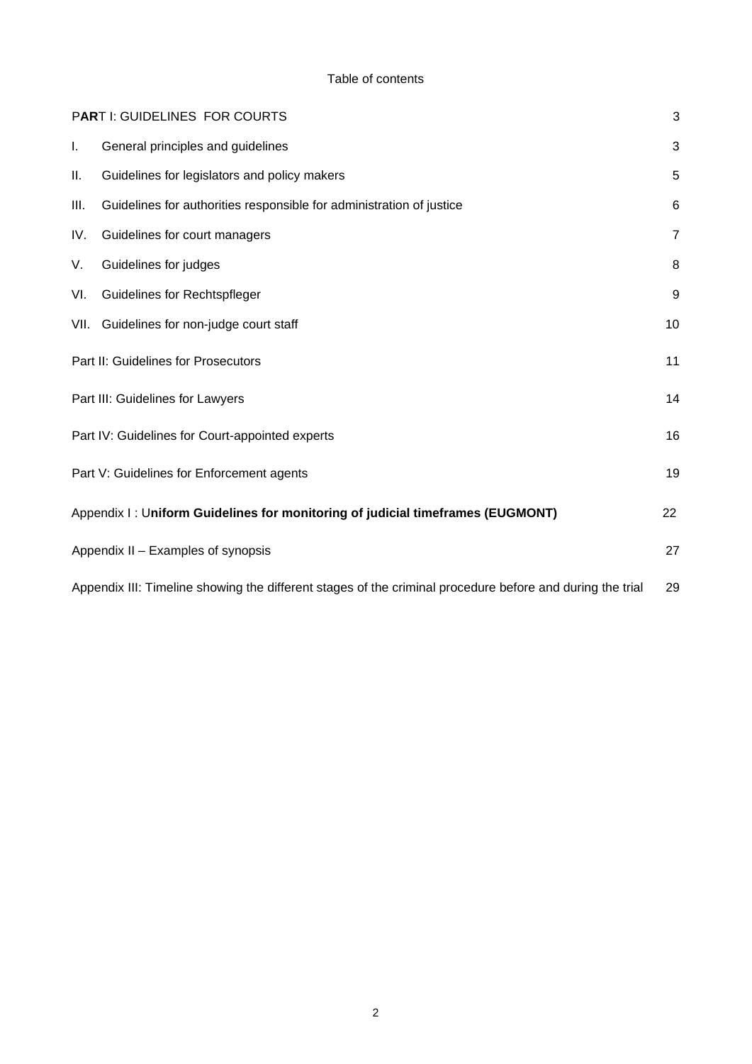Table of contents

| | | |
|---|---|---|
| PART I: GUIDELINES FOR COURTS | | 3 |
| I. | General principles and guidelines | 3 |
| II. | Guidelines for legislators and policy makers | 5 |
| III. | Guidelines for authorities responsible for administration of justice | 6 |
| IV. | Guidelines for court managers | 7 |
| V. | Guidelines for judges | 8 |
| VI. | Guidelines for Rechtspfleger | 9 |
| VII. | Guidelines for non-judge court staff | 10 |
| Part II: Guidelines for Prosecutors | | 11 |
| Part III: Guidelines for Lawyers | | 14 |
| Part IV: Guidelines for Court-appointed experts | | 16 |
| Part V: Guidelines for Enforcement agents | | 19 |
| Appendix I : **Uniform Guidelines for monitoring of judicial timeframes (EUGMONT)** | | 22 |
| Appendix II – Examples of synopsis | | 27 |
| Appendix III: Timeline showing the different stages of the criminal procedure before and during the trial | | 29 |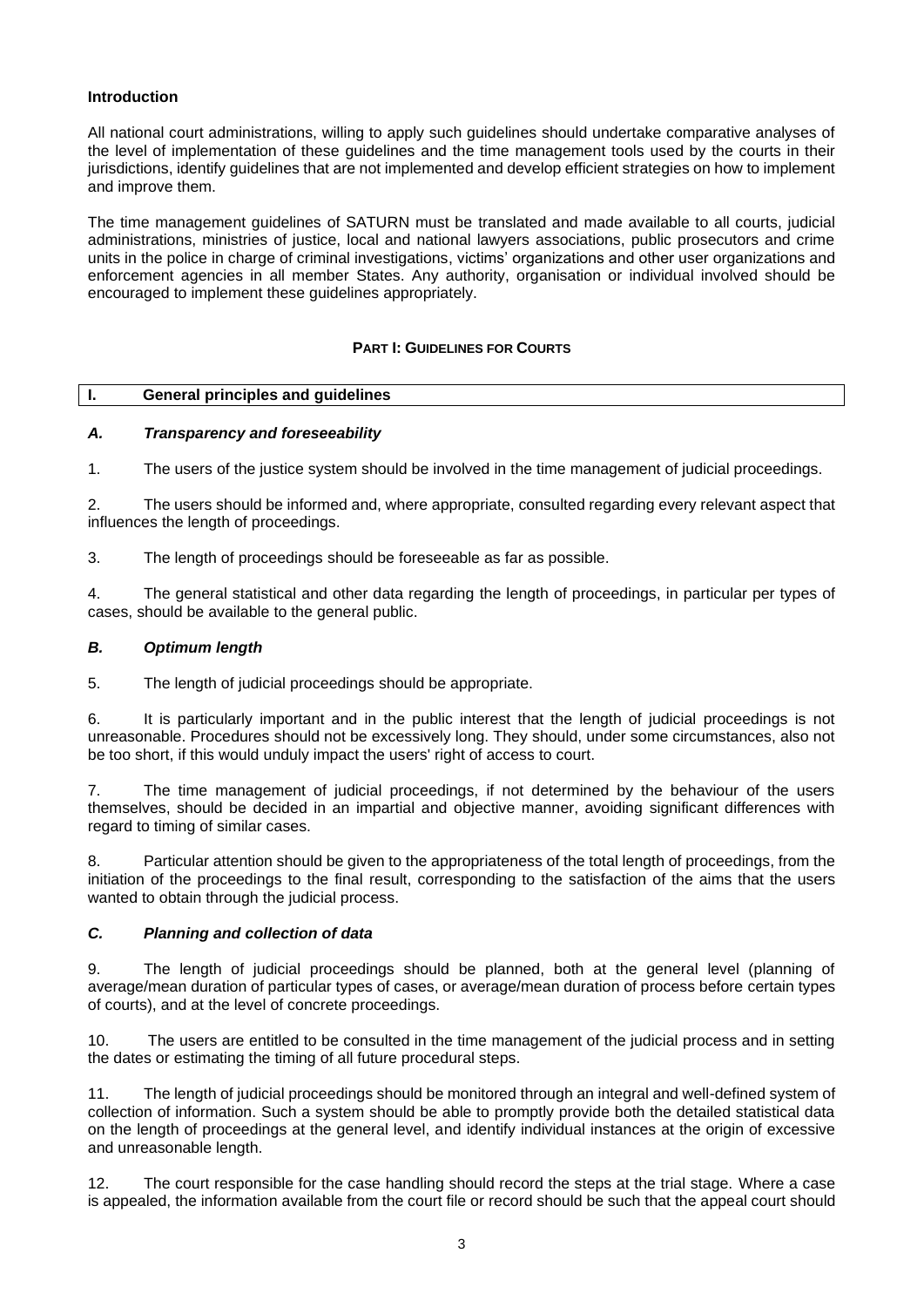**Introduction**

All national court administrations, willing to apply such guidelines should undertake comparative analyses of the level of implementation of these guidelines and the time management tools used by the courts in their jurisdictions, identify guidelines that are not implemented and develop efficient strategies on how to implement and improve them.

The time management guidelines of SATURN must be translated and made available to all courts, judicial administrations, ministries of justice, local and national lawyers associations, public prosecutors and crime units in the police in charge of criminal investigations, victims' organizations and other user organizations and enforcement agencies in all member States. Any authority, organisation or individual involved should be encouraged to implement these guidelines appropriately.

## PART I: GUIDELINES FOR COURTS

### I. General principles and guidelines

#### *A. Transparency and foreseeability*

1. The users of the justice system should be involved in the time management of judicial proceedings.

2. The users should be informed and, where appropriate, consulted regarding every relevant aspect that influences the length of proceedings.

3. The length of proceedings should be foreseeable as far as possible.

4. The general statistical and other data regarding the length of proceedings, in particular per types of cases, should be available to the general public.

#### *B. Optimum length*

5. The length of judicial proceedings should be appropriate.

6. It is particularly important and in the public interest that the length of judicial proceedings is not unreasonable. Procedures should not be excessively long. They should, under some circumstances, also not be too short, if this would unduly impact the users' right of access to court.

7. The time management of judicial proceedings, if not determined by the behaviour of the users themselves, should be decided in an impartial and objective manner, avoiding significant differences with regard to timing of similar cases.

8. Particular attention should be given to the appropriateness of the total length of proceedings, from the initiation of the proceedings to the final result, corresponding to the satisfaction of the aims that the users wanted to obtain through the judicial process.

#### *C. Planning and collection of data*

9. The length of judicial proceedings should be planned, both at the general level (planning of average/mean duration of particular types of cases, or average/mean duration of process before certain types of courts), and at the level of concrete proceedings.

10. The users are entitled to be consulted in the time management of the judicial process and in setting the dates or estimating the timing of all future procedural steps.

11. The length of judicial proceedings should be monitored through an integral and well-defined system of collection of information. Such a system should be able to promptly provide both the detailed statistical data on the length of proceedings at the general level, and identify individual instances at the origin of excessive and unreasonable length.

12. The court responsible for the case handling should record the steps at the trial stage. Where a case is appealed, the information available from the court file or record should be such that the appeal court should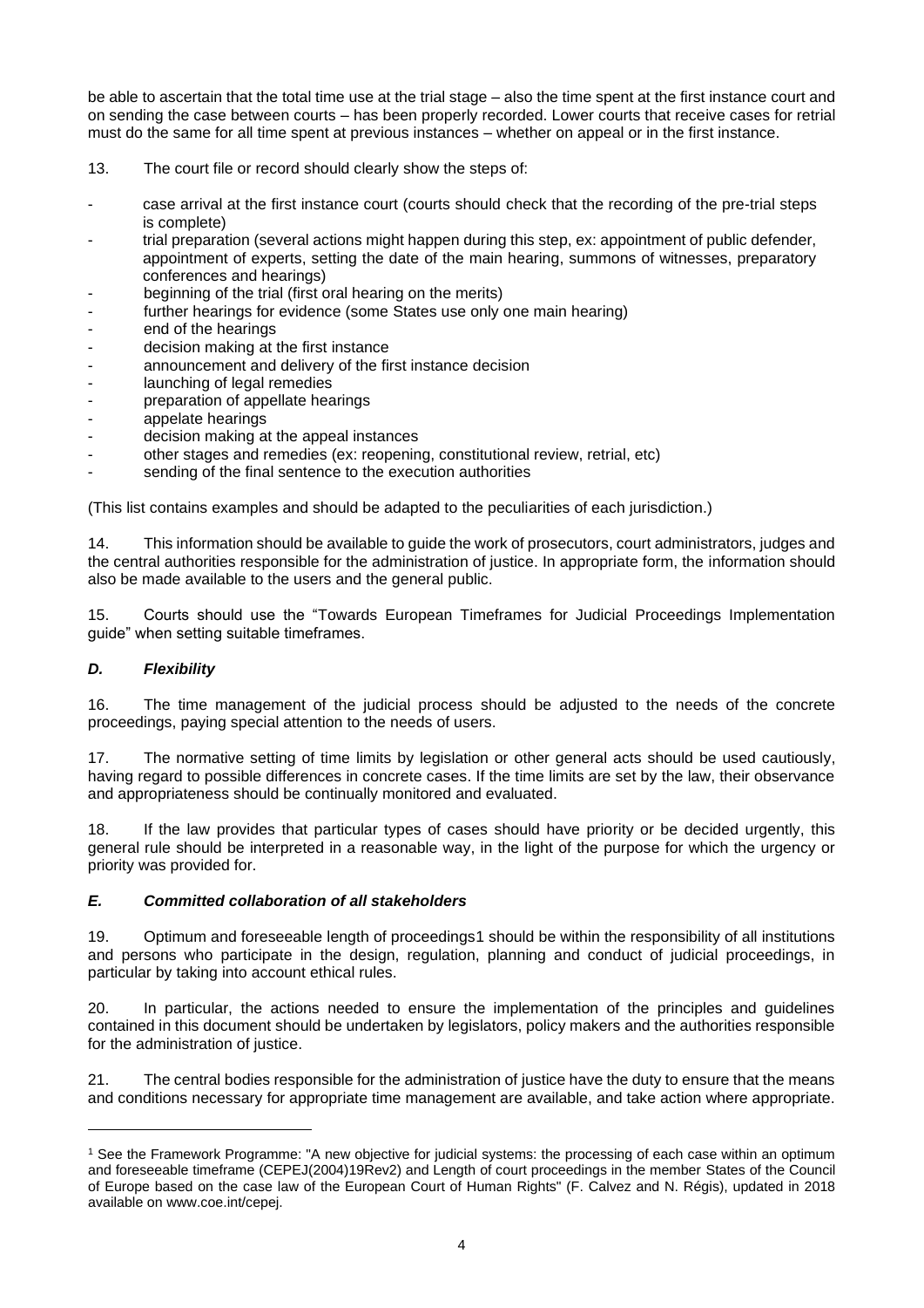be able to ascertain that the total time use at the trial stage – also the time spent at the first instance court and on sending the case between courts – has been properly recorded. Lower courts that receive cases for retrial must do the same for all time spent at previous instances – whether on appeal or in the first instance.

13. The court file or record should clearly show the steps of:

- case arrival at the first instance court (courts should check that the recording of the pre-trial steps is complete)
- trial preparation (several actions might happen during this step, ex: appointment of public defender, appointment of experts, setting the date of the main hearing, summons of witnesses, preparatory conferences and hearings)
- beginning of the trial (first oral hearing on the merits)
- further hearings for evidence (some States use only one main hearing)
- end of the hearings
- decision making at the first instance
- announcement and delivery of the first instance decision
- launching of legal remedies
- preparation of appellate hearings
- appelate hearings
- decision making at the appeal instances
- other stages and remedies (ex: reopening, constitutional review, retrial, etc)
- sending of the final sentence to the execution authorities

(This list contains examples and should be adapted to the peculiarities of each jurisdiction.)

14. This information should be available to guide the work of prosecutors, court administrators, judges and the central authorities responsible for the administration of justice. In appropriate form, the information should also be made available to the users and the general public.

15. Courts should use the "Towards European Timeframes for Judicial Proceedings Implementation guide" when setting suitable timeframes.

### *D. Flexibility*

16. The time management of the judicial process should be adjusted to the needs of the concrete proceedings, paying special attention to the needs of users.

17. The normative setting of time limits by legislation or other general acts should be used cautiously, having regard to possible differences in concrete cases. If the time limits are set by the law, their observance and appropriateness should be continually monitored and evaluated.

18. If the law provides that particular types of cases should have priority or be decided urgently, this general rule should be interpreted in a reasonable way, in the light of the purpose for which the urgency or priority was provided for.

### *E. Committed collaboration of all stakeholders*

19. Optimum and foreseeable length of proceedings[1] should be within the responsibility of all institutions and persons who participate in the design, regulation, planning and conduct of judicial proceedings, in particular by taking into account ethical rules.

20. In particular, the actions needed to ensure the implementation of the principles and guidelines contained in this document should be undertaken by legislators, policy makers and the authorities responsible for the administration of justice.

21. The central bodies responsible for the administration of justice have the duty to ensure that the means and conditions necessary for appropriate time management are available, and take action where appropriate.

---

[1] See the Framework Programme: "A new objective for judicial systems: the processing of each case within an optimum and foreseeable timeframe (CEPEJ(2004)19Rev2) and Length of court proceedings in the member States of the Council of Europe based on the case law of the European Court of Human Rights" (F. Calvez and N. Régis), updated in 2018 available on www.coe.int/cepej.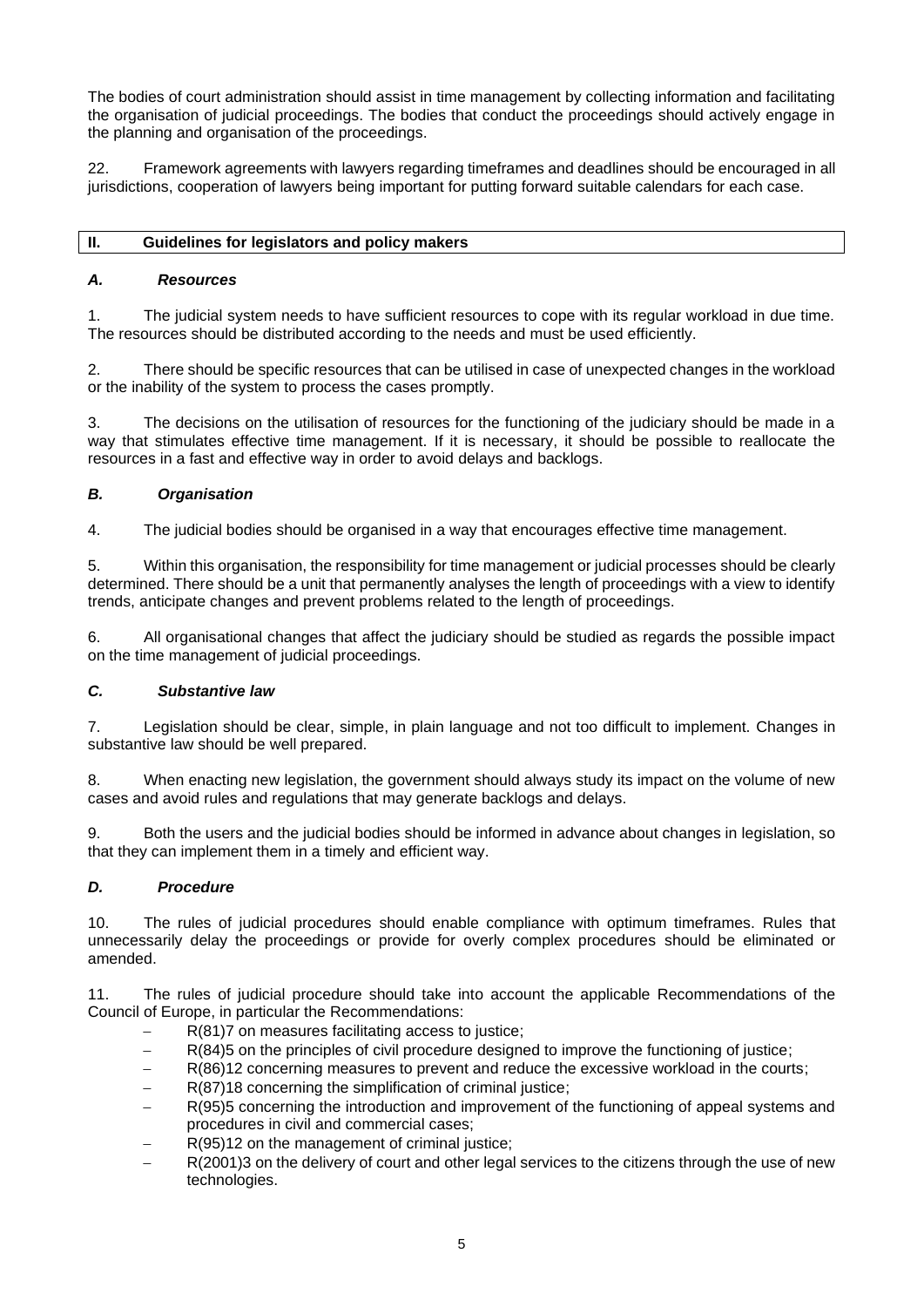The bodies of court administration should assist in time management by collecting information and facilitating the organisation of judicial proceedings. The bodies that conduct the proceedings should actively engage in the planning and organisation of the proceedings.

22. Framework agreements with lawyers regarding timeframes and deadlines should be encouraged in all jurisdictions, cooperation of lawyers being important for putting forward suitable calendars for each case.

## II. Guidelines for legislators and policy makers

### *A. Resources*

1. The judicial system needs to have sufficient resources to cope with its regular workload in due time. The resources should be distributed according to the needs and must be used efficiently.

2. There should be specific resources that can be utilised in case of unexpected changes in the workload or the inability of the system to process the cases promptly.

3. The decisions on the utilisation of resources for the functioning of the judiciary should be made in a way that stimulates effective time management. If it is necessary, it should be possible to reallocate the resources in a fast and effective way in order to avoid delays and backlogs.

### *B. Organisation*

4. The judicial bodies should be organised in a way that encourages effective time management.

5. Within this organisation, the responsibility for time management or judicial processes should be clearly determined. There should be a unit that permanently analyses the length of proceedings with a view to identify trends, anticipate changes and prevent problems related to the length of proceedings.

6. All organisational changes that affect the judiciary should be studied as regards the possible impact on the time management of judicial proceedings.

### *C. Substantive law*

7. Legislation should be clear, simple, in plain language and not too difficult to implement. Changes in substantive law should be well prepared.

8. When enacting new legislation, the government should always study its impact on the volume of new cases and avoid rules and regulations that may generate backlogs and delays.

9. Both the users and the judicial bodies should be informed in advance about changes in legislation, so that they can implement them in a timely and efficient way.

### *D. Procedure*

10. The rules of judicial procedures should enable compliance with optimum timeframes. Rules that unnecessarily delay the proceedings or provide for overly complex procedures should be eliminated or amended.

11. The rules of judicial procedure should take into account the applicable Recommendations of the Council of Europe, in particular the Recommendations:

- R(81)7 on measures facilitating access to justice;
- R(84)5 on the principles of civil procedure designed to improve the functioning of justice;
- R(86)12 concerning measures to prevent and reduce the excessive workload in the courts;
- R(87)18 concerning the simplification of criminal justice;
- R(95)5 concerning the introduction and improvement of the functioning of appeal systems and procedures in civil and commercial cases;
- R(95)12 on the management of criminal justice;
- R(2001)3 on the delivery of court and other legal services to the citizens through the use of new technologies.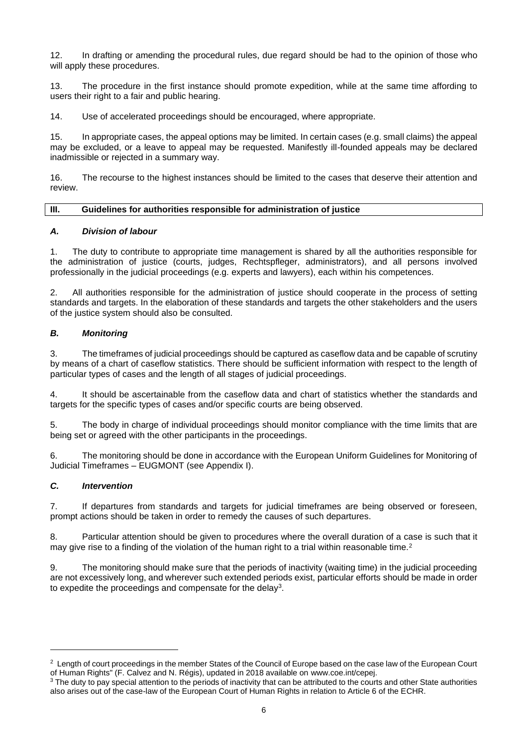12. In drafting or amending the procedural rules, due regard should be had to the opinion of those who will apply these procedures.

13. The procedure in the first instance should promote expedition, while at the same time affording to users their right to a fair and public hearing.

14. Use of accelerated proceedings should be encouraged, where appropriate.

15. In appropriate cases, the appeal options may be limited. In certain cases (e.g. small claims) the appeal may be excluded, or a leave to appeal may be requested. Manifestly ill-founded appeals may be declared inadmissible or rejected in a summary way.

16. The recourse to the highest instances should be limited to the cases that deserve their attention and review.

## III. Guidelines for authorities responsible for administration of justice

### *A. Division of labour*

1. The duty to contribute to appropriate time management is shared by all the authorities responsible for the administration of justice (courts, judges, Rechtspfleger, administrators), and all persons involved professionally in the judicial proceedings (e.g. experts and lawyers), each within his competences.

2. All authorities responsible for the administration of justice should cooperate in the process of setting standards and targets. In the elaboration of these standards and targets the other stakeholders and the users of the justice system should also be consulted.

### *B. Monitoring*

3. The timeframes of judicial proceedings should be captured as caseflow data and be capable of scrutiny by means of a chart of caseflow statistics. There should be sufficient information with respect to the length of particular types of cases and the length of all stages of judicial proceedings.

4. It should be ascertainable from the caseflow data and chart of statistics whether the standards and targets for the specific types of cases and/or specific courts are being observed.

5. The body in charge of individual proceedings should monitor compliance with the time limits that are being set or agreed with the other participants in the proceedings.

6. The monitoring should be done in accordance with the European Uniform Guidelines for Monitoring of Judicial Timeframes – EUGMONT (see Appendix I).

### *C. Intervention*

7. If departures from standards and targets for judicial timeframes are being observed or foreseen, prompt actions should be taken in order to remedy the causes of such departures.

8. Particular attention should be given to procedures where the overall duration of a case is such that it may give rise to a finding of the violation of the human right to a trial within reasonable time.[2]

9. The monitoring should make sure that the periods of inactivity (waiting time) in the judicial proceeding are not excessively long, and wherever such extended periods exist, particular efforts should be made in order to expedite the proceedings and compensate for the delay[3].

---

[2] Length of court proceedings in the member States of the Council of Europe based on the case law of the European Court of Human Rights" (F. Calvez and N. Régis), updated in 2018 available on www.coe.int/cepej.

[3] The duty to pay special attention to the periods of inactivity that can be attributed to the courts and other State authorities also arises out of the case-law of the European Court of Human Rights in relation to Article 6 of the ECHR.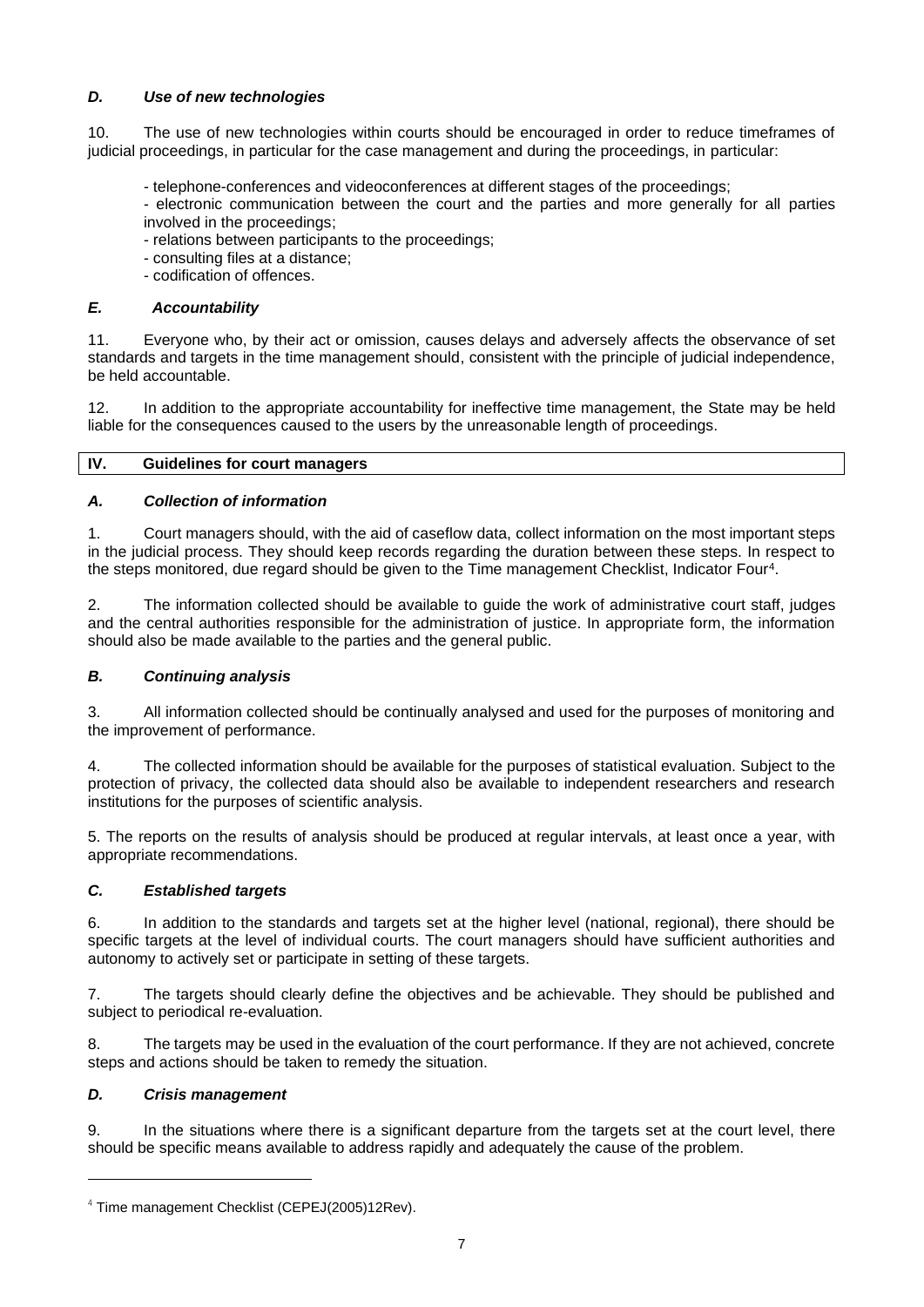### *D. Use of new technologies*

10. The use of new technologies within courts should be encouraged in order to reduce timeframes of judicial proceedings, in particular for the case management and during the proceedings, in particular:

- telephone-conferences and videoconferences at different stages of the proceedings;
- electronic communication between the court and the parties and more generally for all parties involved in the proceedings;
- relations between participants to the proceedings;
- consulting files at a distance;
- codification of offences.

### *E. Accountability*

11. Everyone who, by their act or omission, causes delays and adversely affects the observance of set standards and targets in the time management should, consistent with the principle of judicial independence, be held accountable.

12. In addition to the appropriate accountability for ineffective time management, the State may be held liable for the consequences caused to the users by the unreasonable length of proceedings.

## IV. Guidelines for court managers

### *A. Collection of information*

1. Court managers should, with the aid of caseflow data, collect information on the most important steps in the judicial process. They should keep records regarding the duration between these steps. In respect to the steps monitored, due regard should be given to the Time management Checklist, Indicator Four[4].

2. The information collected should be available to guide the work of administrative court staff, judges and the central authorities responsible for the administration of justice. In appropriate form, the information should also be made available to the parties and the general public.

### *B. Continuing analysis*

3. All information collected should be continually analysed and used for the purposes of monitoring and the improvement of performance.

4. The collected information should be available for the purposes of statistical evaluation. Subject to the protection of privacy, the collected data should also be available to independent researchers and research institutions for the purposes of scientific analysis.

5. The reports on the results of analysis should be produced at regular intervals, at least once a year, with appropriate recommendations.

### *C. Established targets*

6. In addition to the standards and targets set at the higher level (national, regional), there should be specific targets at the level of individual courts. The court managers should have sufficient authorities and autonomy to actively set or participate in setting of these targets.

7. The targets should clearly define the objectives and be achievable. They should be published and subject to periodical re-evaluation.

8. The targets may be used in the evaluation of the court performance. If they are not achieved, concrete steps and actions should be taken to remedy the situation.

### *D. Crisis management*

9. In the situations where there is a significant departure from the targets set at the court level, there should be specific means available to address rapidly and adequately the cause of the problem.

---

[4] Time management Checklist (CEPEJ(2005)12Rev).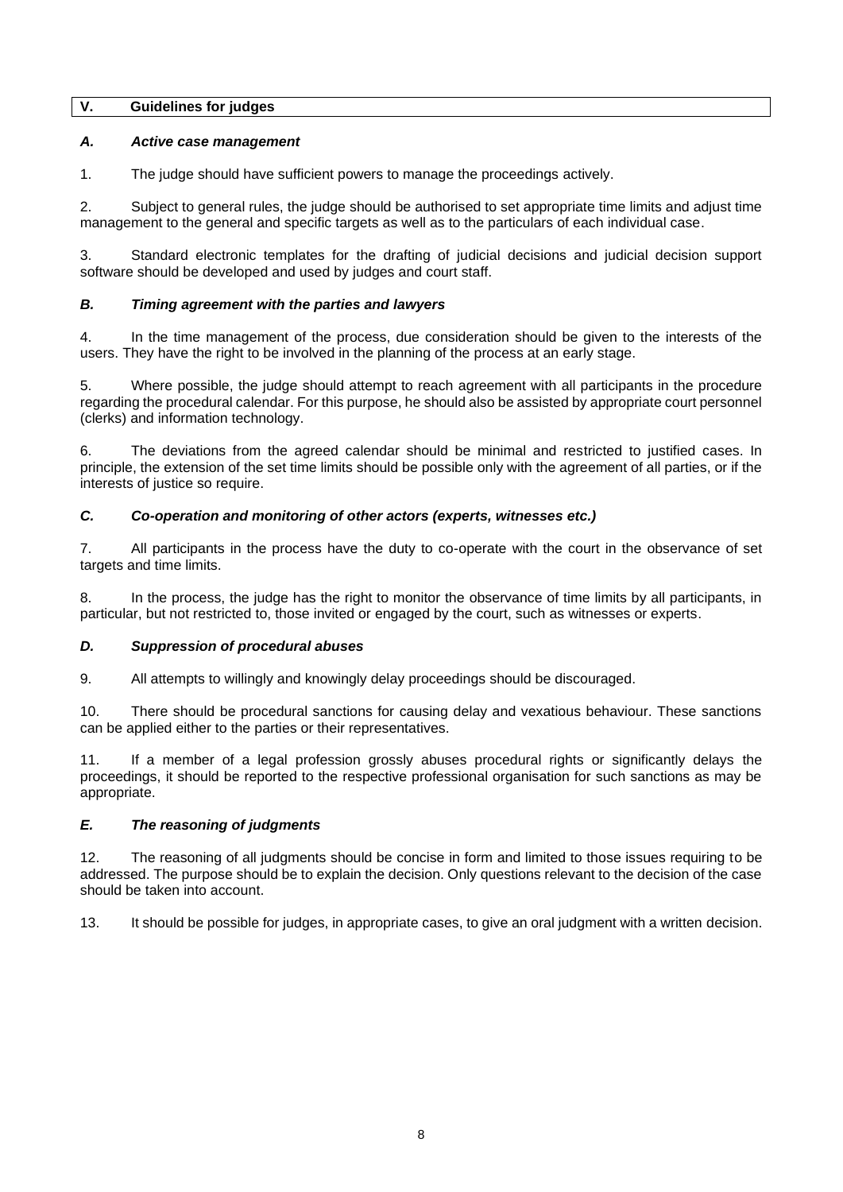## V. Guidelines for judges

### *A. Active case management*

1. The judge should have sufficient powers to manage the proceedings actively.

2. Subject to general rules, the judge should be authorised to set appropriate time limits and adjust time management to the general and specific targets as well as to the particulars of each individual case.

3. Standard electronic templates for the drafting of judicial decisions and judicial decision support software should be developed and used by judges and court staff.

### *B. Timing agreement with the parties and lawyers*

4. In the time management of the process, due consideration should be given to the interests of the users. They have the right to be involved in the planning of the process at an early stage.

5. Where possible, the judge should attempt to reach agreement with all participants in the procedure regarding the procedural calendar. For this purpose, he should also be assisted by appropriate court personnel (clerks) and information technology.

6. The deviations from the agreed calendar should be minimal and restricted to justified cases. In principle, the extension of the set time limits should be possible only with the agreement of all parties, or if the interests of justice so require.

### *C. Co-operation and monitoring of other actors (experts, witnesses etc.)*

7. All participants in the process have the duty to co-operate with the court in the observance of set targets and time limits.

8. In the process, the judge has the right to monitor the observance of time limits by all participants, in particular, but not restricted to, those invited or engaged by the court, such as witnesses or experts.

### *D. Suppression of procedural abuses*

9. All attempts to willingly and knowingly delay proceedings should be discouraged.

10. There should be procedural sanctions for causing delay and vexatious behaviour. These sanctions can be applied either to the parties or their representatives.

11. If a member of a legal profession grossly abuses procedural rights or significantly delays the proceedings, it should be reported to the respective professional organisation for such sanctions as may be appropriate.

### *E. The reasoning of judgments*

12. The reasoning of all judgments should be concise in form and limited to those issues requiring to be addressed. The purpose should be to explain the decision. Only questions relevant to the decision of the case should be taken into account.

13. It should be possible for judges, in appropriate cases, to give an oral judgment with a written decision.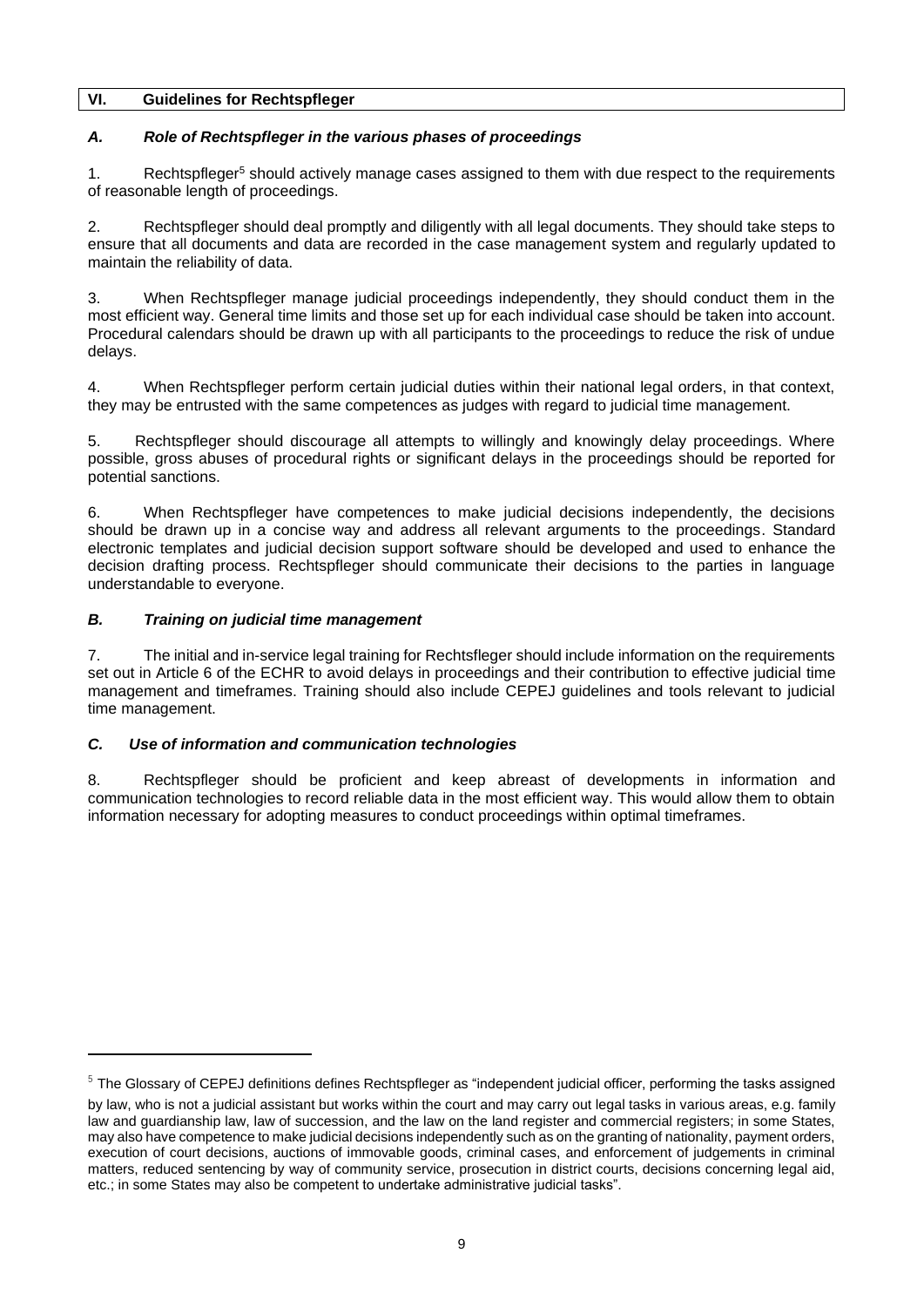## VI. Guidelines for Rechtspfleger

### *A. Role of Rechtspfleger in the various phases of proceedings*

1. Rechtspfleger[5] should actively manage cases assigned to them with due respect to the requirements of reasonable length of proceedings.

2. Rechtspfleger should deal promptly and diligently with all legal documents. They should take steps to ensure that all documents and data are recorded in the case management system and regularly updated to maintain the reliability of data.

3. When Rechtspfleger manage judicial proceedings independently, they should conduct them in the most efficient way. General time limits and those set up for each individual case should be taken into account. Procedural calendars should be drawn up with all participants to the proceedings to reduce the risk of undue delays.

4. When Rechtspfleger perform certain judicial duties within their national legal orders, in that context, they may be entrusted with the same competences as judges with regard to judicial time management.

5. Rechtspfleger should discourage all attempts to willingly and knowingly delay proceedings. Where possible, gross abuses of procedural rights or significant delays in the proceedings should be reported for potential sanctions.

6. When Rechtspfleger have competences to make judicial decisions independently, the decisions should be drawn up in a concise way and address all relevant arguments to the proceedings. Standard electronic templates and judicial decision support software should be developed and used to enhance the decision drafting process. Rechtspfleger should communicate their decisions to the parties in language understandable to everyone.

### *B. Training on judicial time management*

7. The initial and in-service legal training for Rechtsfleger should include information on the requirements set out in Article 6 of the ECHR to avoid delays in proceedings and their contribution to effective judicial time management and timeframes. Training should also include CEPEJ guidelines and tools relevant to judicial time management.

### *C. Use of information and communication technologies*

8. Rechtspfleger should be proficient and keep abreast of developments in information and communication technologies to record reliable data in the most efficient way. This would allow them to obtain information necessary for adopting measures to conduct proceedings within optimal timeframes.

---

[5] The Glossary of CEPEJ definitions defines Rechtspfleger as "independent judicial officer, performing the tasks assigned by law, who is not a judicial assistant but works within the court and may carry out legal tasks in various areas, e.g. family law and guardianship law, law of succession, and the law on the land register and commercial registers; in some States, may also have competence to make judicial decisions independently such as on the granting of nationality, payment orders, execution of court decisions, auctions of immovable goods, criminal cases, and enforcement of judgements in criminal matters, reduced sentencing by way of community service, prosecution in district courts, decisions concerning legal aid, etc.; in some States may also be competent to undertake administrative judicial tasks".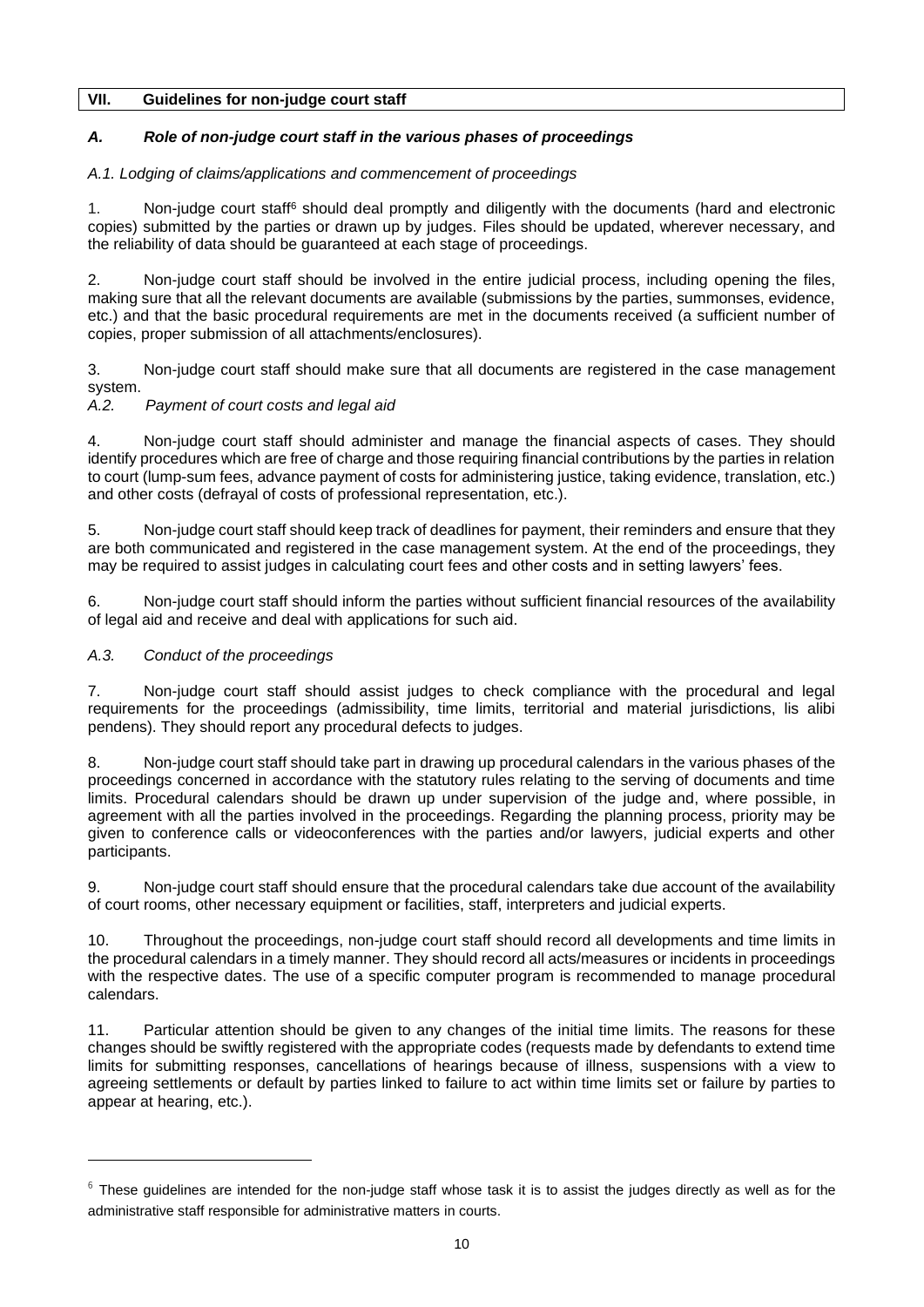## VII. Guidelines for non-judge court staff

### *A. Role of non-judge court staff in the various phases of proceedings*

*A.1. Lodging of claims/applications and commencement of proceedings*

1. Non-judge court staff[6] should deal promptly and diligently with the documents (hard and electronic copies) submitted by the parties or drawn up by judges. Files should be updated, wherever necessary, and the reliability of data should be guaranteed at each stage of proceedings.

2. Non-judge court staff should be involved in the entire judicial process, including opening the files, making sure that all the relevant documents are available (submissions by the parties, summonses, evidence, etc.) and that the basic procedural requirements are met in the documents received (a sufficient number of copies, proper submission of all attachments/enclosures).

3. Non-judge court staff should make sure that all documents are registered in the case management system.

*A.2. Payment of court costs and legal aid*

4. Non-judge court staff should administer and manage the financial aspects of cases. They should identify procedures which are free of charge and those requiring financial contributions by the parties in relation to court (lump-sum fees, advance payment of costs for administering justice, taking evidence, translation, etc.) and other costs (defrayal of costs of professional representation, etc.).

5. Non-judge court staff should keep track of deadlines for payment, their reminders and ensure that they are both communicated and registered in the case management system. At the end of the proceedings, they may be required to assist judges in calculating court fees and other costs and in setting lawyers' fees.

6. Non-judge court staff should inform the parties without sufficient financial resources of the availability of legal aid and receive and deal with applications for such aid.

*A.3. Conduct of the proceedings*

7. Non-judge court staff should assist judges to check compliance with the procedural and legal requirements for the proceedings (admissibility, time limits, territorial and material jurisdictions, lis alibi pendens). They should report any procedural defects to judges.

8. Non-judge court staff should take part in drawing up procedural calendars in the various phases of the proceedings concerned in accordance with the statutory rules relating to the serving of documents and time limits. Procedural calendars should be drawn up under supervision of the judge and, where possible, in agreement with all the parties involved in the proceedings. Regarding the planning process, priority may be given to conference calls or videoconferences with the parties and/or lawyers, judicial experts and other participants.

9. Non-judge court staff should ensure that the procedural calendars take due account of the availability of court rooms, other necessary equipment or facilities, staff, interpreters and judicial experts.

10. Throughout the proceedings, non-judge court staff should record all developments and time limits in the procedural calendars in a timely manner. They should record all acts/measures or incidents in proceedings with the respective dates. The use of a specific computer program is recommended to manage procedural calendars.

11. Particular attention should be given to any changes of the initial time limits. The reasons for these changes should be swiftly registered with the appropriate codes (requests made by defendants to extend time limits for submitting responses, cancellations of hearings because of illness, suspensions with a view to agreeing settlements or default by parties linked to failure to act within time limits set or failure by parties to appear at hearing, etc.).

---

[6] These guidelines are intended for the non-judge staff whose task it is to assist the judges directly as well as for the administrative staff responsible for administrative matters in courts.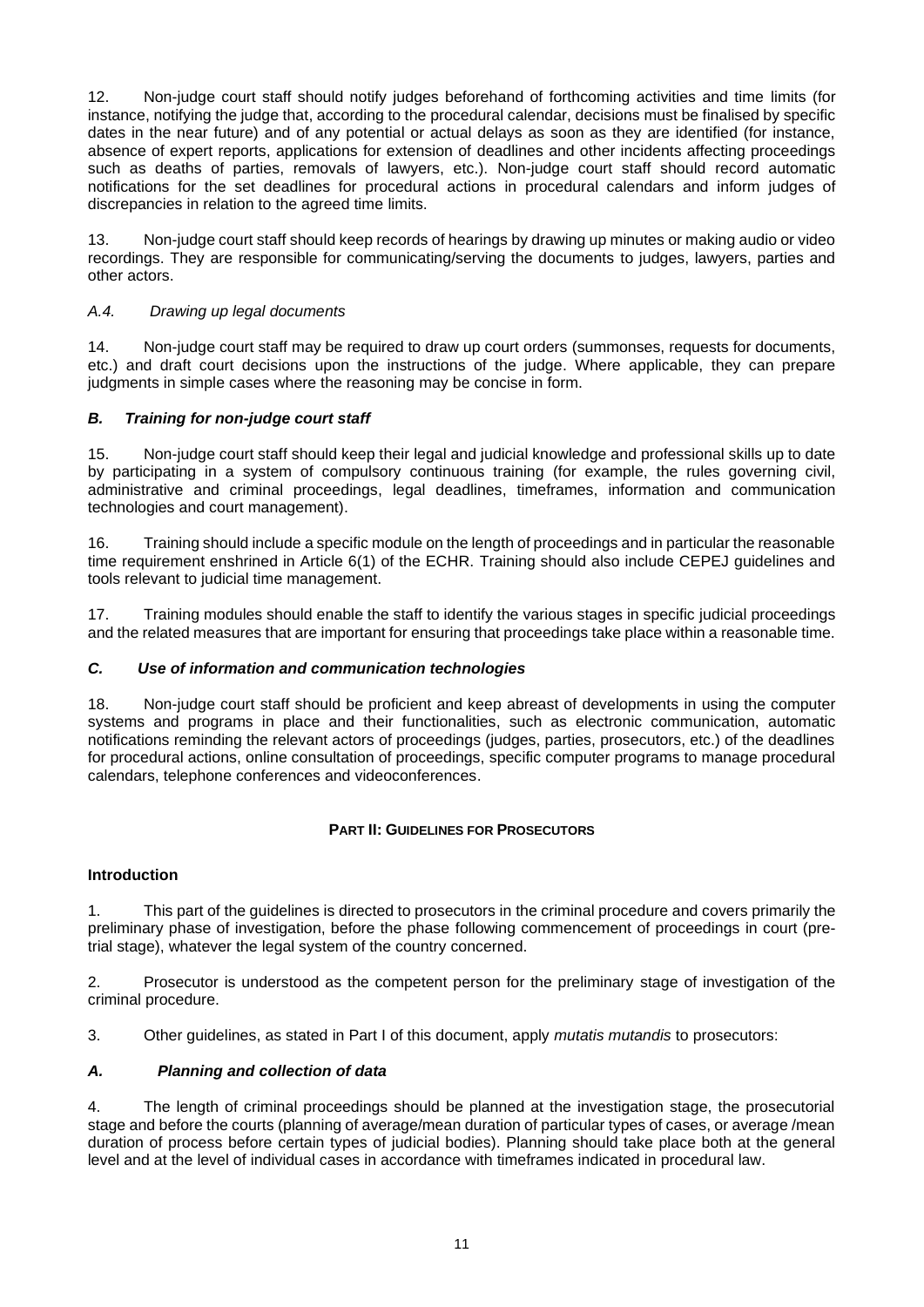12. Non-judge court staff should notify judges beforehand of forthcoming activities and time limits (for instance, notifying the judge that, according to the procedural calendar, decisions must be finalised by specific dates in the near future) and of any potential or actual delays as soon as they are identified (for instance, absence of expert reports, applications for extension of deadlines and other incidents affecting proceedings such as deaths of parties, removals of lawyers, etc.). Non-judge court staff should record automatic notifications for the set deadlines for procedural actions in procedural calendars and inform judges of discrepancies in relation to the agreed time limits.

13. Non-judge court staff should keep records of hearings by drawing up minutes or making audio or video recordings. They are responsible for communicating/serving the documents to judges, lawyers, parties and other actors.

*A.4. Drawing up legal documents*

14. Non-judge court staff may be required to draw up court orders (summonses, requests for documents, etc.) and draft court decisions upon the instructions of the judge. Where applicable, they can prepare judgments in simple cases where the reasoning may be concise in form.

### *B. Training for non-judge court staff*

15. Non-judge court staff should keep their legal and judicial knowledge and professional skills up to date by participating in a system of compulsory continuous training (for example, the rules governing civil, administrative and criminal proceedings, legal deadlines, timeframes, information and communication technologies and court management).

16. Training should include a specific module on the length of proceedings and in particular the reasonable time requirement enshrined in Article 6(1) of the ECHR. Training should also include CEPEJ guidelines and tools relevant to judicial time management.

17. Training modules should enable the staff to identify the various stages in specific judicial proceedings and the related measures that are important for ensuring that proceedings take place within a reasonable time.

### *C. Use of information and communication technologies*

18. Non-judge court staff should be proficient and keep abreast of developments in using the computer systems and programs in place and their functionalities, such as electronic communication, automatic notifications reminding the relevant actors of proceedings (judges, parties, prosecutors, etc.) of the deadlines for procedural actions, online consultation of proceedings, specific computer programs to manage procedural calendars, telephone conferences and videoconferences.

## PART II: GUIDELINES FOR PROSECUTORS

### Introduction

1. This part of the guidelines is directed to prosecutors in the criminal procedure and covers primarily the preliminary phase of investigation, before the phase following commencement of proceedings in court (pre-trial stage), whatever the legal system of the country concerned.

2. Prosecutor is understood as the competent person for the preliminary stage of investigation of the criminal procedure.

3. Other guidelines, as stated in Part I of this document, apply *mutatis mutandis* to prosecutors:

### *A. Planning and collection of data*

4. The length of criminal proceedings should be planned at the investigation stage, the prosecutorial stage and before the courts (planning of average/mean duration of particular types of cases, or average /mean duration of process before certain types of judicial bodies). Planning should take place both at the general level and at the level of individual cases in accordance with timeframes indicated in procedural law.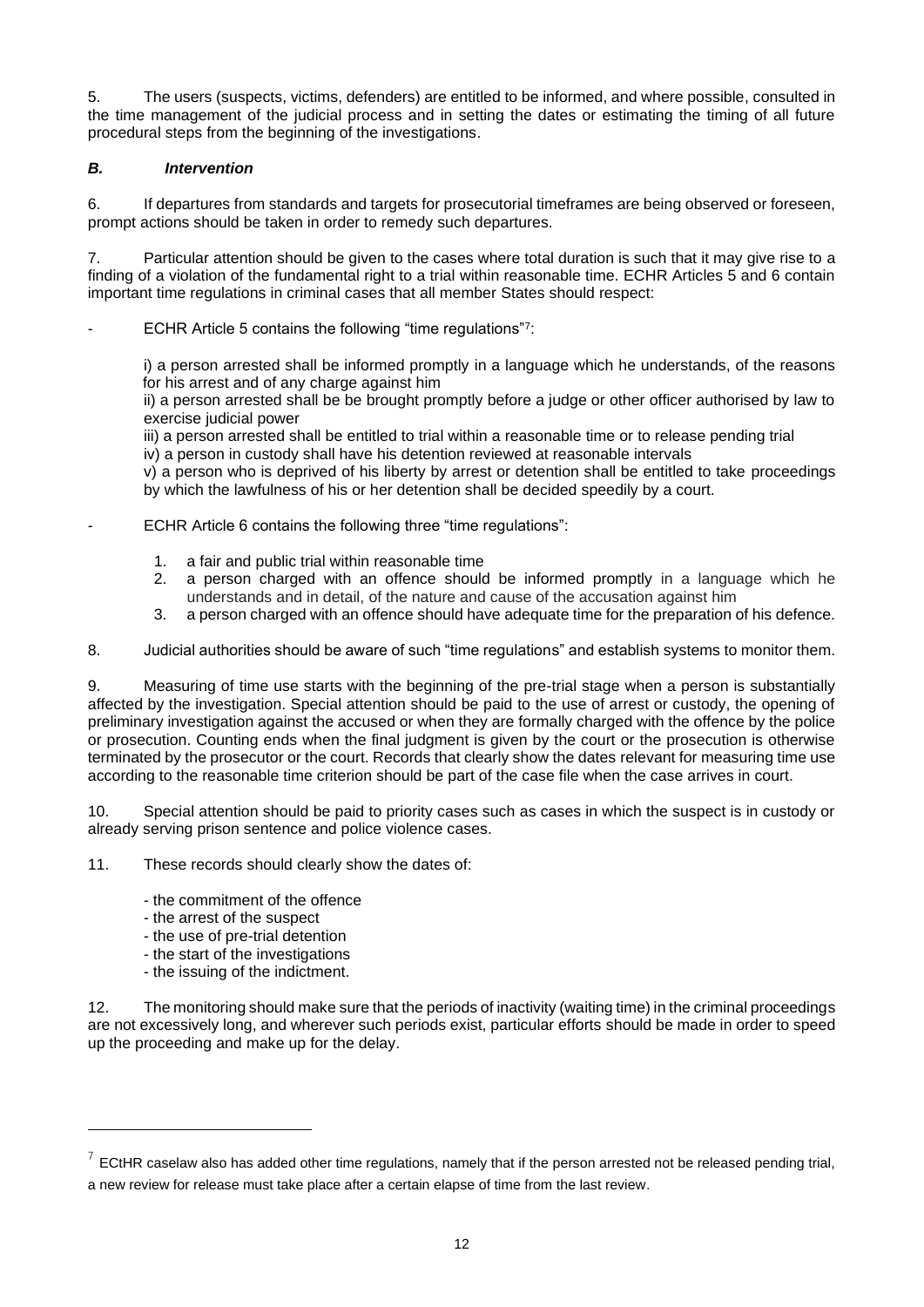5. The users (suspects, victims, defenders) are entitled to be informed, and where possible, consulted in the time management of the judicial process and in setting the dates or estimating the timing of all future procedural steps from the beginning of the investigations.

### *B. Intervention*

6. If departures from standards and targets for prosecutorial timeframes are being observed or foreseen, prompt actions should be taken in order to remedy such departures.

7. Particular attention should be given to the cases where total duration is such that it may give rise to a finding of a violation of the fundamental right to a trial within reasonable time. ECHR Articles 5 and 6 contain important time regulations in criminal cases that all member States should respect:

- ECHR Article 5 contains the following "time regulations"[7]:

  i) a person arrested shall be informed promptly in a language which he understands, of the reasons for his arrest and of any charge against him
  ii) a person arrested shall be be brought promptly before a judge or other officer authorised by law to exercise judicial power
  iii) a person arrested shall be entitled to trial within a reasonable time or to release pending trial
  iv) a person in custody shall have his detention reviewed at reasonable intervals
  v) a person who is deprived of his liberty by arrest or detention shall be entitled to take proceedings by which the lawfulness of his or her detention shall be decided speedily by a court.

- ECHR Article 6 contains the following three "time regulations":

  1. a fair and public trial within reasonable time
  2. a person charged with an offence should be informed promptly in a language which he understands and in detail, of the nature and cause of the accusation against him
  3. a person charged with an offence should have adequate time for the preparation of his defence.

8. Judicial authorities should be aware of such "time regulations" and establish systems to monitor them.

9. Measuring of time use starts with the beginning of the pre-trial stage when a person is substantially affected by the investigation. Special attention should be paid to the use of arrest or custody, the opening of preliminary investigation against the accused or when they are formally charged with the offence by the police or prosecution. Counting ends when the final judgment is given by the court or the prosecution is otherwise terminated by the prosecutor or the court. Records that clearly show the dates relevant for measuring time use according to the reasonable time criterion should be part of the case file when the case arrives in court.

10. Special attention should be paid to priority cases such as cases in which the suspect is in custody or already serving prison sentence and police violence cases.

11. These records should clearly show the dates of:

- the commitment of the offence
- the arrest of the suspect
- the use of pre-trial detention
- the start of the investigations
- the issuing of the indictment.

12. The monitoring should make sure that the periods of inactivity (waiting time) in the criminal proceedings are not excessively long, and wherever such periods exist, particular efforts should be made in order to speed up the proceeding and make up for the delay.

[7] ECtHR caselaw also has added other time regulations, namely that if the person arrested not be released pending trial, a new review for release must take place after a certain elapse of time from the last review.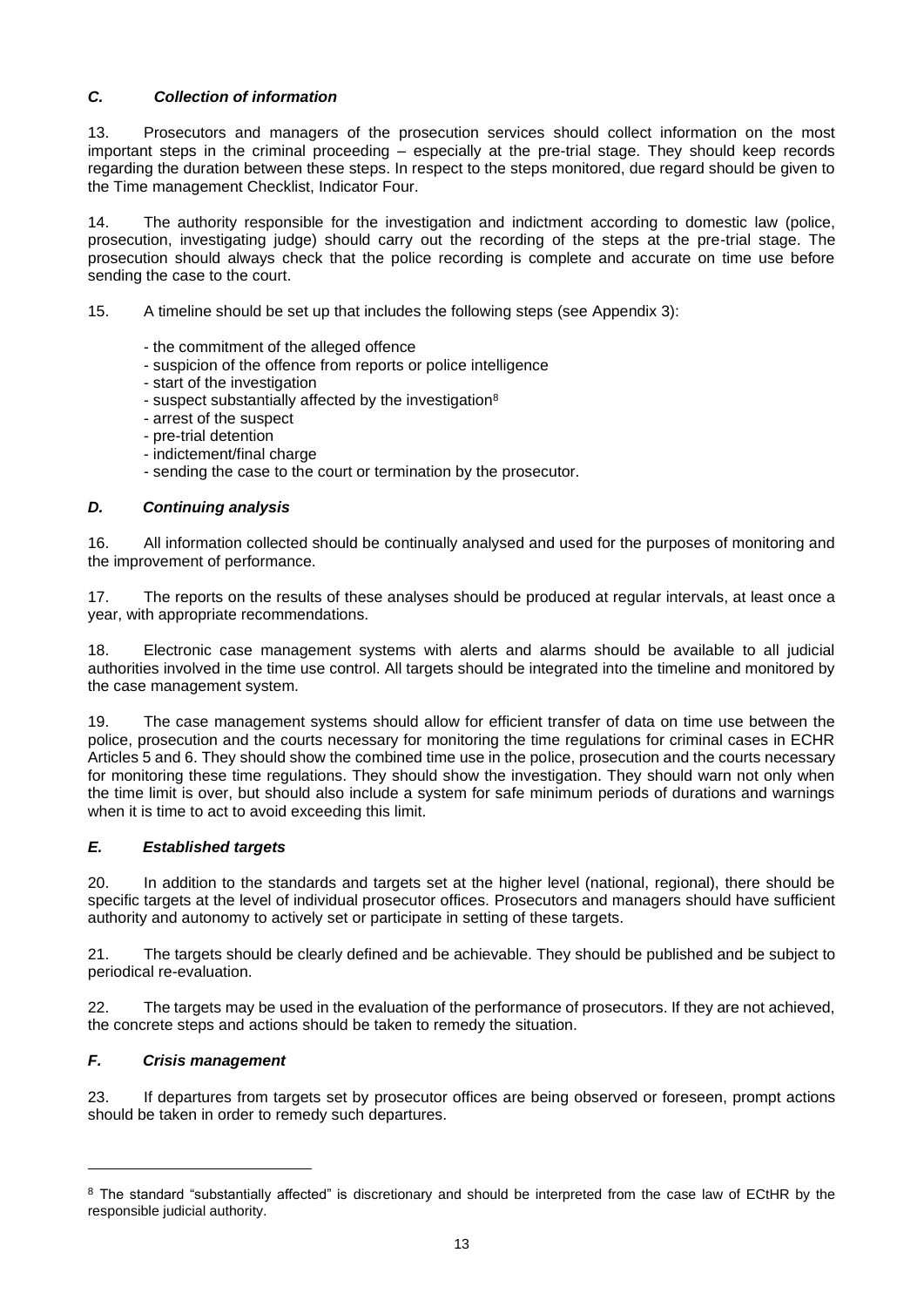### *C. Collection of information*

13. Prosecutors and managers of the prosecution services should collect information on the most important steps in the criminal proceeding – especially at the pre-trial stage. They should keep records regarding the duration between these steps. In respect to the steps monitored, due regard should be given to the Time management Checklist, Indicator Four.

14. The authority responsible for the investigation and indictment according to domestic law (police, prosecution, investigating judge) should carry out the recording of the steps at the pre-trial stage. The prosecution should always check that the police recording is complete and accurate on time use before sending the case to the court.

15. A timeline should be set up that includes the following steps (see Appendix 3):

- the commitment of the alleged offence
- suspicion of the offence from reports or police intelligence
- start of the investigation
- suspect substantially affected by the investigation[8]
- arrest of the suspect
- pre-trial detention
- indictement/final charge
- sending the case to the court or termination by the prosecutor.

### *D. Continuing analysis*

16. All information collected should be continually analysed and used for the purposes of monitoring and the improvement of performance.

17. The reports on the results of these analyses should be produced at regular intervals, at least once a year, with appropriate recommendations.

18. Electronic case management systems with alerts and alarms should be available to all judicial authorities involved in the time use control. All targets should be integrated into the timeline and monitored by the case management system.

19. The case management systems should allow for efficient transfer of data on time use between the police, prosecution and the courts necessary for monitoring the time regulations for criminal cases in ECHR Articles 5 and 6. They should show the combined time use in the police, prosecution and the courts necessary for monitoring these time regulations. They should show the investigation. They should warn not only when the time limit is over, but should also include a system for safe minimum periods of durations and warnings when it is time to act to avoid exceeding this limit.

### *E. Established targets*

20. In addition to the standards and targets set at the higher level (national, regional), there should be specific targets at the level of individual prosecutor offices. Prosecutors and managers should have sufficient authority and autonomy to actively set or participate in setting of these targets.

21. The targets should be clearly defined and be achievable. They should be published and be subject to periodical re-evaluation.

22. The targets may be used in the evaluation of the performance of prosecutors. If they are not achieved, the concrete steps and actions should be taken to remedy the situation.

### *F. Crisis management*

23. If departures from targets set by prosecutor offices are being observed or foreseen, prompt actions should be taken in order to remedy such departures.

---

[8] The standard "substantially affected" is discretionary and should be interpreted from the case law of ECtHR by the responsible judicial authority.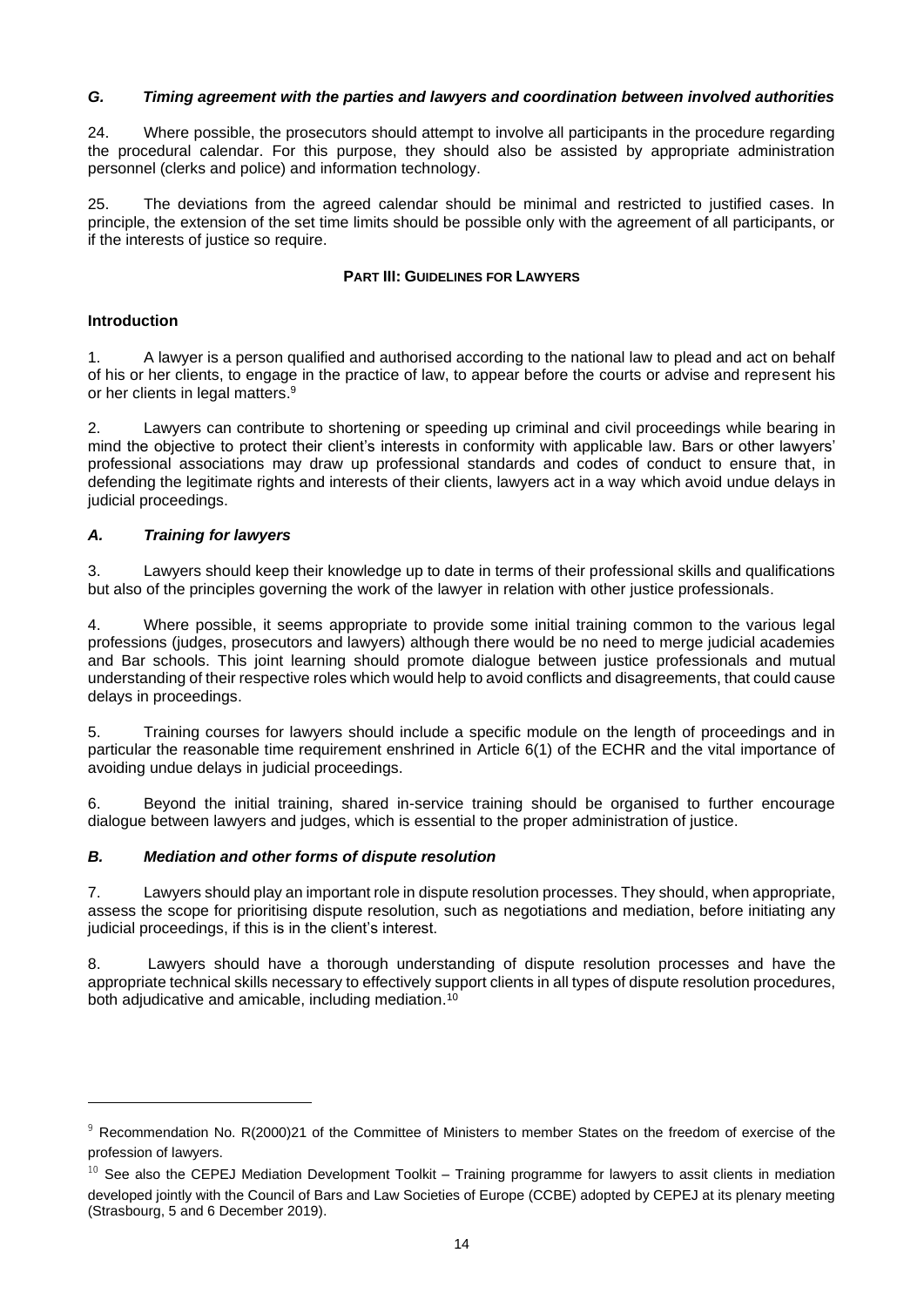### *G. Timing agreement with the parties and lawyers and coordination between involved authorities*

24. Where possible, the prosecutors should attempt to involve all participants in the procedure regarding the procedural calendar. For this purpose, they should also be assisted by appropriate administration personnel (clerks and police) and information technology.

25. The deviations from the agreed calendar should be minimal and restricted to justified cases. In principle, the extension of the set time limits should be possible only with the agreement of all participants, or if the interests of justice so require.

## PART III: GUIDELINES FOR LAWYERS

### Introduction

1. A lawyer is a person qualified and authorised according to the national law to plead and act on behalf of his or her clients, to engage in the practice of law, to appear before the courts or advise and represent his or her clients in legal matters.[9]

2. Lawyers can contribute to shortening or speeding up criminal and civil proceedings while bearing in mind the objective to protect their client's interests in conformity with applicable law. Bars or other lawyers' professional associations may draw up professional standards and codes of conduct to ensure that, in defending the legitimate rights and interests of their clients, lawyers act in a way which avoid undue delays in judicial proceedings.

### *A. Training for lawyers*

3. Lawyers should keep their knowledge up to date in terms of their professional skills and qualifications but also of the principles governing the work of the lawyer in relation with other justice professionals.

4. Where possible, it seems appropriate to provide some initial training common to the various legal professions (judges, prosecutors and lawyers) although there would be no need to merge judicial academies and Bar schools. This joint learning should promote dialogue between justice professionals and mutual understanding of their respective roles which would help to avoid conflicts and disagreements, that could cause delays in proceedings.

5. Training courses for lawyers should include a specific module on the length of proceedings and in particular the reasonable time requirement enshrined in Article 6(1) of the ECHR and the vital importance of avoiding undue delays in judicial proceedings.

6. Beyond the initial training, shared in-service training should be organised to further encourage dialogue between lawyers and judges, which is essential to the proper administration of justice.

### *B. Mediation and other forms of dispute resolution*

7. Lawyers should play an important role in dispute resolution processes. They should, when appropriate, assess the scope for prioritising dispute resolution, such as negotiations and mediation, before initiating any judicial proceedings, if this is in the client's interest.

8. Lawyers should have a thorough understanding of dispute resolution processes and have the appropriate technical skills necessary to effectively support clients in all types of dispute resolution procedures, both adjudicative and amicable, including mediation.[10]

---

[9] Recommendation No. R(2000)21 of the Committee of Ministers to member States on the freedom of exercise of the profession of lawyers.

[10] See also the CEPEJ Mediation Development Toolkit – Training programme for lawyers to assit clients in mediation developed jointly with the Council of Bars and Law Societies of Europe (CCBE) adopted by CEPEJ at its plenary meeting (Strasbourg, 5 and 6 December 2019).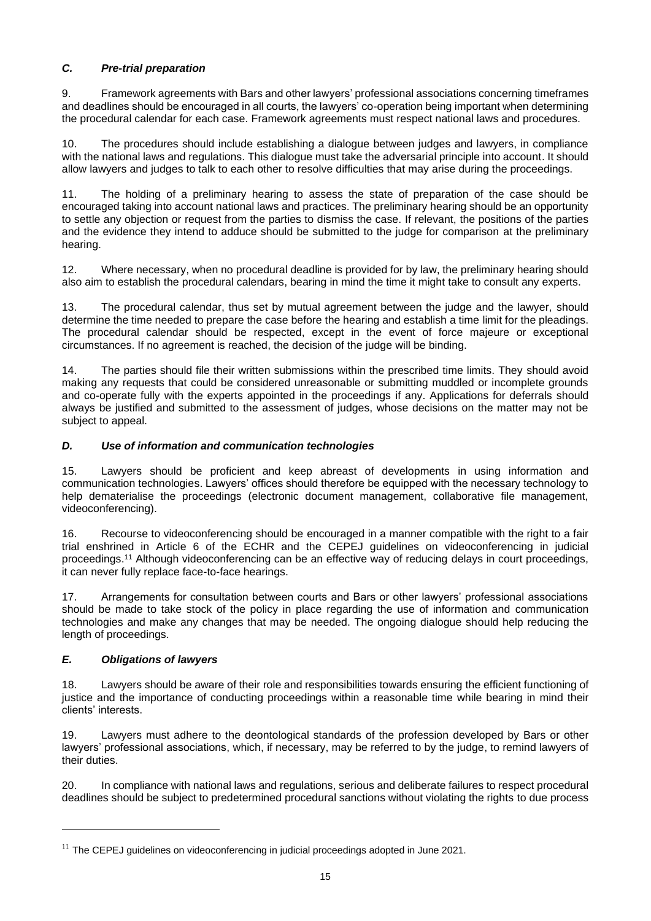### *C. Pre-trial preparation*

9. Framework agreements with Bars and other lawyers' professional associations concerning timeframes and deadlines should be encouraged in all courts, the lawyers' co-operation being important when determining the procedural calendar for each case. Framework agreements must respect national laws and procedures.

10. The procedures should include establishing a dialogue between judges and lawyers, in compliance with the national laws and regulations. This dialogue must take the adversarial principle into account. It should allow lawyers and judges to talk to each other to resolve difficulties that may arise during the proceedings.

11. The holding of a preliminary hearing to assess the state of preparation of the case should be encouraged taking into account national laws and practices. The preliminary hearing should be an opportunity to settle any objection or request from the parties to dismiss the case. If relevant, the positions of the parties and the evidence they intend to adduce should be submitted to the judge for comparison at the preliminary hearing.

12. Where necessary, when no procedural deadline is provided for by law, the preliminary hearing should also aim to establish the procedural calendars, bearing in mind the time it might take to consult any experts.

13. The procedural calendar, thus set by mutual agreement between the judge and the lawyer, should determine the time needed to prepare the case before the hearing and establish a time limit for the pleadings. The procedural calendar should be respected, except in the event of force majeure or exceptional circumstances. If no agreement is reached, the decision of the judge will be binding.

14. The parties should file their written submissions within the prescribed time limits. They should avoid making any requests that could be considered unreasonable or submitting muddled or incomplete grounds and co-operate fully with the experts appointed in the proceedings if any. Applications for deferrals should always be justified and submitted to the assessment of judges, whose decisions on the matter may not be subject to appeal.

### *D. Use of information and communication technologies*

15. Lawyers should be proficient and keep abreast of developments in using information and communication technologies. Lawyers' offices should therefore be equipped with the necessary technology to help dematerialise the proceedings (electronic document management, collaborative file management, videoconferencing).

16. Recourse to videoconferencing should be encouraged in a manner compatible with the right to a fair trial enshrined in Article 6 of the ECHR and the CEPEJ guidelines on videoconferencing in judicial proceedings.[11] Although videoconferencing can be an effective way of reducing delays in court proceedings, it can never fully replace face-to-face hearings.

17. Arrangements for consultation between courts and Bars or other lawyers' professional associations should be made to take stock of the policy in place regarding the use of information and communication technologies and make any changes that may be needed. The ongoing dialogue should help reducing the length of proceedings.

### *E. Obligations of lawyers*

18. Lawyers should be aware of their role and responsibilities towards ensuring the efficient functioning of justice and the importance of conducting proceedings within a reasonable time while bearing in mind their clients' interests.

19. Lawyers must adhere to the deontological standards of the profession developed by Bars or other lawyers' professional associations, which, if necessary, may be referred to by the judge, to remind lawyers of their duties.

20. In compliance with national laws and regulations, serious and deliberate failures to respect procedural deadlines should be subject to predetermined procedural sanctions without violating the rights to due process

---

[11] The CEPEJ guidelines on videoconferencing in judicial proceedings adopted in June 2021.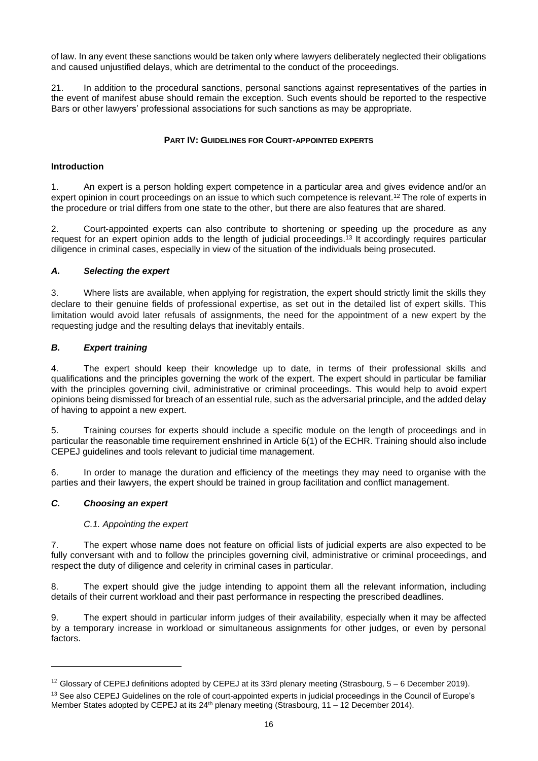of law. In any event these sanctions would be taken only where lawyers deliberately neglected their obligations and caused unjustified delays, which are detrimental to the conduct of the proceedings.

21. In addition to the procedural sanctions, personal sanctions against representatives of the parties in the event of manifest abuse should remain the exception. Such events should be reported to the respective Bars or other lawyers' professional associations for such sanctions as may be appropriate.

## PART IV: GUIDELINES FOR COURT-APPOINTED EXPERTS

### Introduction

1. An expert is a person holding expert competence in a particular area and gives evidence and/or an expert opinion in court proceedings on an issue to which such competence is relevant.[12] The role of experts in the procedure or trial differs from one state to the other, but there are also features that are shared.

2. Court-appointed experts can also contribute to shortening or speeding up the procedure as any request for an expert opinion adds to the length of judicial proceedings.[13] It accordingly requires particular diligence in criminal cases, especially in view of the situation of the individuals being prosecuted.

### *A. Selecting the expert*

3. Where lists are available, when applying for registration, the expert should strictly limit the skills they declare to their genuine fields of professional expertise, as set out in the detailed list of expert skills. This limitation would avoid later refusals of assignments, the need for the appointment of a new expert by the requesting judge and the resulting delays that inevitably entails.

### *B. Expert training*

4. The expert should keep their knowledge up to date, in terms of their professional skills and qualifications and the principles governing the work of the expert. The expert should in particular be familiar with the principles governing civil, administrative or criminal proceedings. This would help to avoid expert opinions being dismissed for breach of an essential rule, such as the adversarial principle, and the added delay of having to appoint a new expert.

5. Training courses for experts should include a specific module on the length of proceedings and in particular the reasonable time requirement enshrined in Article 6(1) of the ECHR. Training should also include CEPEJ guidelines and tools relevant to judicial time management.

6. In order to manage the duration and efficiency of the meetings they may need to organise with the parties and their lawyers, the expert should be trained in group facilitation and conflict management.

### *C. Choosing an expert*

#### *C.1. Appointing the expert*

7. The expert whose name does not feature on official lists of judicial experts are also expected to be fully conversant with and to follow the principles governing civil, administrative or criminal proceedings, and respect the duty of diligence and celerity in criminal cases in particular.

8. The expert should give the judge intending to appoint them all the relevant information, including details of their current workload and their past performance in respecting the prescribed deadlines.

9. The expert should in particular inform judges of their availability, especially when it may be affected by a temporary increase in workload or simultaneous assignments for other judges, or even by personal factors.

---

[12] Glossary of CEPEJ definitions adopted by CEPEJ at its 33rd plenary meeting (Strasbourg, 5 – 6 December 2019).

[13] See also CEPEJ Guidelines on the role of court-appointed experts in judicial proceedings in the Council of Europe's Member States adopted by CEPEJ at its 24th plenary meeting (Strasbourg, 11 – 12 December 2014).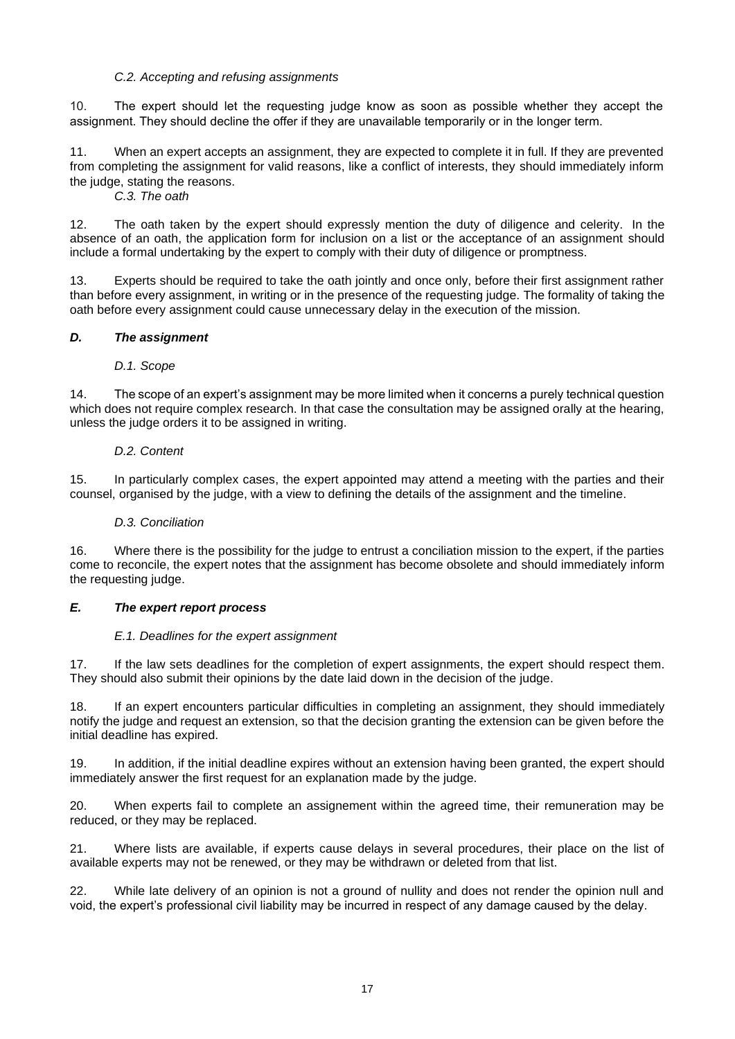*C.2. Accepting and refusing assignments*

10. The expert should let the requesting judge know as soon as possible whether they accept the assignment. They should decline the offer if they are unavailable temporarily or in the longer term.

11. When an expert accepts an assignment, they are expected to complete it in full. If they are prevented from completing the assignment for valid reasons, like a conflict of interests, they should immediately inform the judge, stating the reasons.

*C.3. The oath*

12. The oath taken by the expert should expressly mention the duty of diligence and celerity. In the absence of an oath, the application form for inclusion on a list or the acceptance of an assignment should include a formal undertaking by the expert to comply with their duty of diligence or promptness.

13. Experts should be required to take the oath jointly and once only, before their first assignment rather than before every assignment, in writing or in the presence of the requesting judge. The formality of taking the oath before every assignment could cause unnecessary delay in the execution of the mission.

### *D. The assignment*

*D.1. Scope*

14. The scope of an expert's assignment may be more limited when it concerns a purely technical question which does not require complex research. In that case the consultation may be assigned orally at the hearing, unless the judge orders it to be assigned in writing.

*D.2. Content*

15. In particularly complex cases, the expert appointed may attend a meeting with the parties and their counsel, organised by the judge, with a view to defining the details of the assignment and the timeline.

*D.3. Conciliation*

16. Where there is the possibility for the judge to entrust a conciliation mission to the expert, if the parties come to reconcile, the expert notes that the assignment has become obsolete and should immediately inform the requesting judge.

### *E. The expert report process*

*E.1. Deadlines for the expert assignment*

17. If the law sets deadlines for the completion of expert assignments, the expert should respect them. They should also submit their opinions by the date laid down in the decision of the judge.

18. If an expert encounters particular difficulties in completing an assignment, they should immediately notify the judge and request an extension, so that the decision granting the extension can be given before the initial deadline has expired.

19. In addition, if the initial deadline expires without an extension having been granted, the expert should immediately answer the first request for an explanation made by the judge.

20. When experts fail to complete an assignement within the agreed time, their remuneration may be reduced, or they may be replaced.

21. Where lists are available, if experts cause delays in several procedures, their place on the list of available experts may not be renewed, or they may be withdrawn or deleted from that list.

22. While late delivery of an opinion is not a ground of nullity and does not render the opinion null and void, the expert's professional civil liability may be incurred in respect of any damage caused by the delay.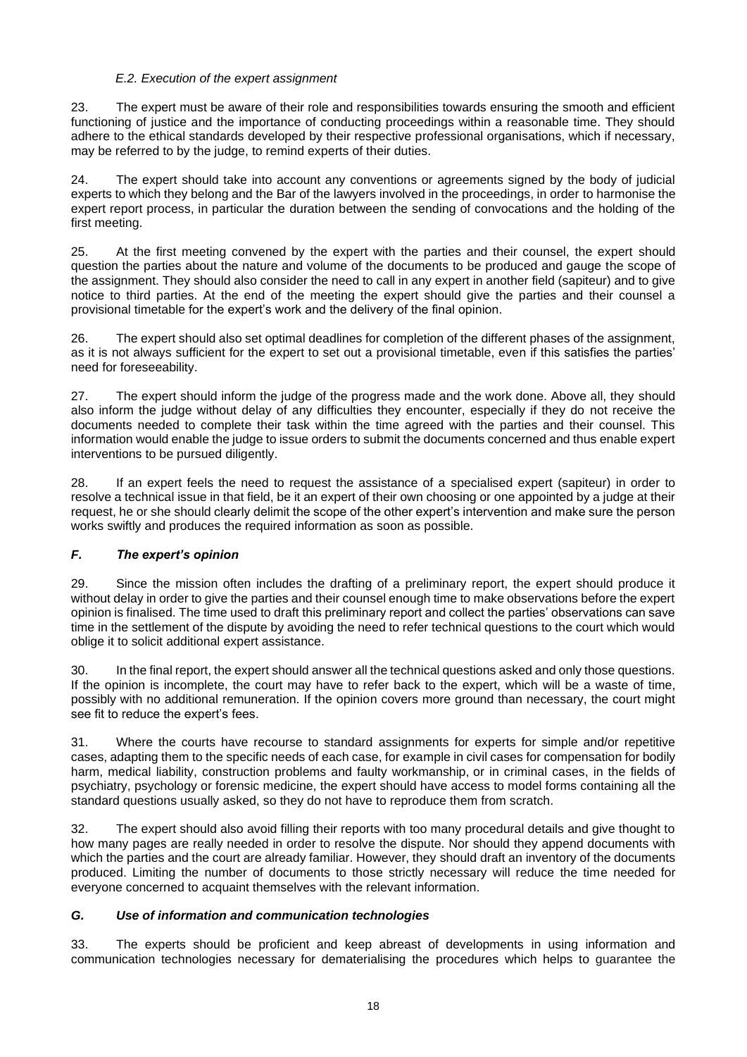### *E.2. Execution of the expert assignment*

23. The expert must be aware of their role and responsibilities towards ensuring the smooth and efficient functioning of justice and the importance of conducting proceedings within a reasonable time. They should adhere to the ethical standards developed by their respective professional organisations, which if necessary, may be referred to by the judge, to remind experts of their duties.

24. The expert should take into account any conventions or agreements signed by the body of judicial experts to which they belong and the Bar of the lawyers involved in the proceedings, in order to harmonise the expert report process, in particular the duration between the sending of convocations and the holding of the first meeting.

25. At the first meeting convened by the expert with the parties and their counsel, the expert should question the parties about the nature and volume of the documents to be produced and gauge the scope of the assignment. They should also consider the need to call in any expert in another field (sapiteur) and to give notice to third parties. At the end of the meeting the expert should give the parties and their counsel a provisional timetable for the expert's work and the delivery of the final opinion.

26. The expert should also set optimal deadlines for completion of the different phases of the assignment, as it is not always sufficient for the expert to set out a provisional timetable, even if this satisfies the parties' need for foreseeability.

27. The expert should inform the judge of the progress made and the work done. Above all, they should also inform the judge without delay of any difficulties they encounter, especially if they do not receive the documents needed to complete their task within the time agreed with the parties and their counsel. This information would enable the judge to issue orders to submit the documents concerned and thus enable expert interventions to be pursued diligently.

28. If an expert feels the need to request the assistance of a specialised expert (sapiteur) in order to resolve a technical issue in that field, be it an expert of their own choosing or one appointed by a judge at their request, he or she should clearly delimit the scope of the other expert's intervention and make sure the person works swiftly and produces the required information as soon as possible.

## *F. The expert's opinion*

29. Since the mission often includes the drafting of a preliminary report, the expert should produce it without delay in order to give the parties and their counsel enough time to make observations before the expert opinion is finalised. The time used to draft this preliminary report and collect the parties' observations can save time in the settlement of the dispute by avoiding the need to refer technical questions to the court which would oblige it to solicit additional expert assistance.

30. In the final report, the expert should answer all the technical questions asked and only those questions. If the opinion is incomplete, the court may have to refer back to the expert, which will be a waste of time, possibly with no additional remuneration. If the opinion covers more ground than necessary, the court might see fit to reduce the expert's fees.

31. Where the courts have recourse to standard assignments for experts for simple and/or repetitive cases, adapting them to the specific needs of each case, for example in civil cases for compensation for bodily harm, medical liability, construction problems and faulty workmanship, or in criminal cases, in the fields of psychiatry, psychology or forensic medicine, the expert should have access to model forms containing all the standard questions usually asked, so they do not have to reproduce them from scratch.

32. The expert should also avoid filling their reports with too many procedural details and give thought to how many pages are really needed in order to resolve the dispute. Nor should they append documents with which the parties and the court are already familiar. However, they should draft an inventory of the documents produced. Limiting the number of documents to those strictly necessary will reduce the time needed for everyone concerned to acquaint themselves with the relevant information.

## *G. Use of information and communication technologies*

33. The experts should be proficient and keep abreast of developments in using information and communication technologies necessary for dematerialising the procedures which helps to guarantee the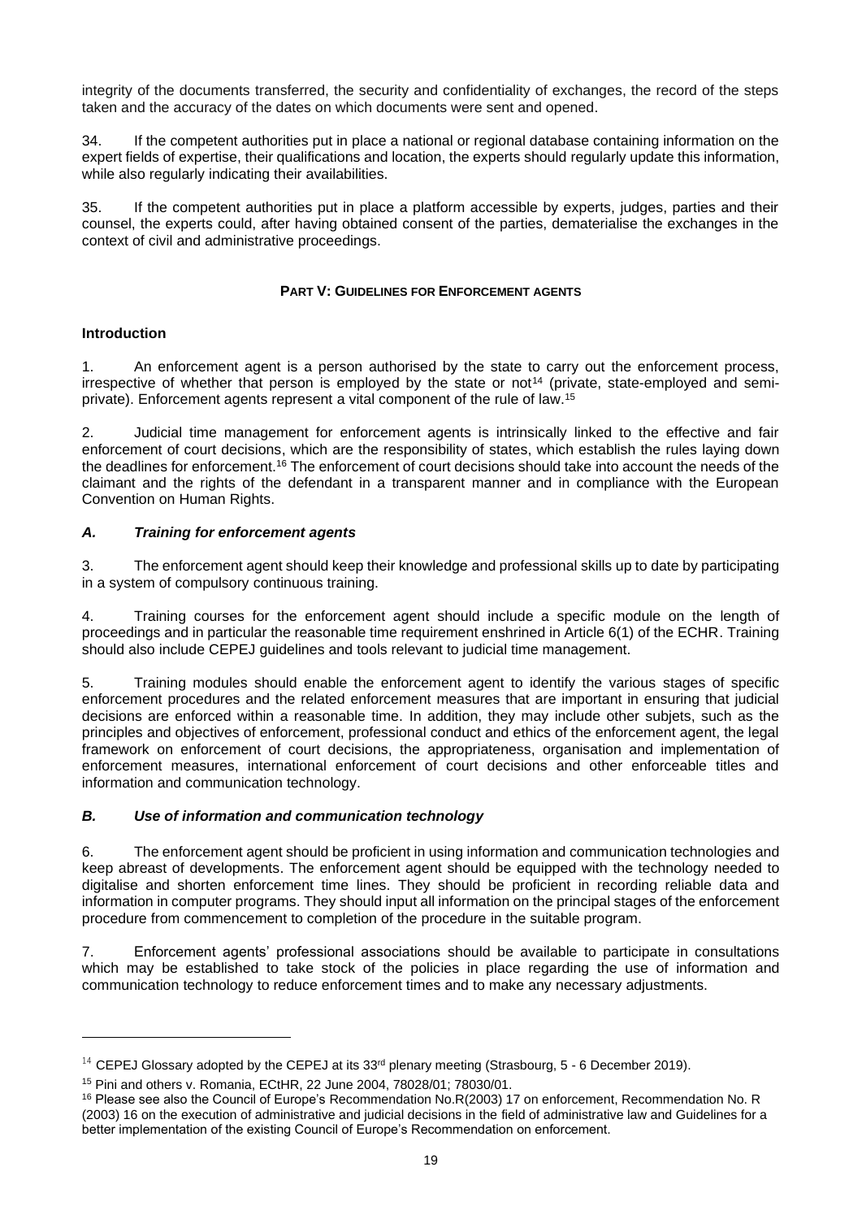integrity of the documents transferred, the security and confidentiality of exchanges, the record of the steps taken and the accuracy of the dates on which documents were sent and opened.

34. If the competent authorities put in place a national or regional database containing information on the expert fields of expertise, their qualifications and location, the experts should regularly update this information, while also regularly indicating their availabilities.

35. If the competent authorities put in place a platform accessible by experts, judges, parties and their counsel, the experts could, after having obtained consent of the parties, dematerialise the exchanges in the context of civil and administrative proceedings.

## PART V: GUIDELINES FOR ENFORCEMENT AGENTS

### Introduction

1. An enforcement agent is a person authorised by the state to carry out the enforcement process, irrespective of whether that person is employed by the state or not[14] (private, state-employed and semi-private). Enforcement agents represent a vital component of the rule of law.[15]

2. Judicial time management for enforcement agents is intrinsically linked to the effective and fair enforcement of court decisions, which are the responsibility of states, which establish the rules laying down the deadlines for enforcement.[16] The enforcement of court decisions should take into account the needs of the claimant and the rights of the defendant in a transparent manner and in compliance with the European Convention on Human Rights.

### *A. Training for enforcement agents*

3. The enforcement agent should keep their knowledge and professional skills up to date by participating in a system of compulsory continuous training.

4. Training courses for the enforcement agent should include a specific module on the length of proceedings and in particular the reasonable time requirement enshrined in Article 6(1) of the ECHR. Training should also include CEPEJ guidelines and tools relevant to judicial time management.

5. Training modules should enable the enforcement agent to identify the various stages of specific enforcement procedures and the related enforcement measures that are important in ensuring that judicial decisions are enforced within a reasonable time. In addition, they may include other subjets, such as the principles and objectives of enforcement, professional conduct and ethics of the enforcement agent, the legal framework on enforcement of court decisions, the appropriateness, organisation and implementation of enforcement measures, international enforcement of court decisions and other enforceable titles and information and communication technology.

### *B. Use of information and communication technology*

6. The enforcement agent should be proficient in using information and communication technologies and keep abreast of developments. The enforcement agent should be equipped with the technology needed to digitalise and shorten enforcement time lines. They should be proficient in recording reliable data and information in computer programs. They should input all information on the principal stages of the enforcement procedure from commencement to completion of the procedure in the suitable program.

7. Enforcement agents' professional associations should be available to participate in consultations which may be established to take stock of the policies in place regarding the use of information and communication technology to reduce enforcement times and to make any necessary adjustments.

---

[14] CEPEJ Glossary adopted by the CEPEJ at its 33rd plenary meeting (Strasbourg, 5 - 6 December 2019).

[15] Pini and others v. Romania, ECtHR, 22 June 2004, 78028/01; 78030/01.

[16] Please see also the Council of Europe's Recommendation No.R(2003) 17 on enforcement, Recommendation No. R (2003) 16 on the execution of administrative and judicial decisions in the field of administrative law and Guidelines for a better implementation of the existing Council of Europe's Recommendation on enforcement.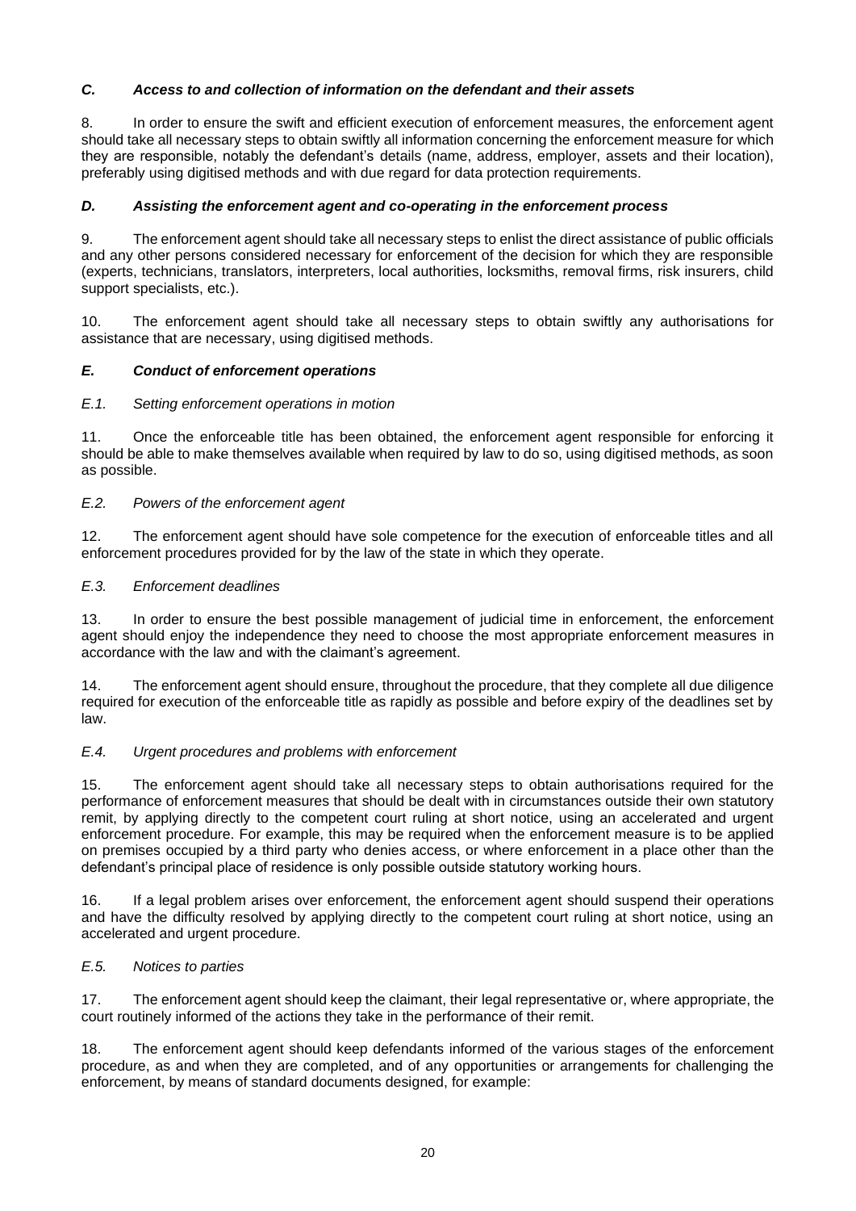### *C. Access to and collection of information on the defendant and their assets*

8. In order to ensure the swift and efficient execution of enforcement measures, the enforcement agent should take all necessary steps to obtain swiftly all information concerning the enforcement measure for which they are responsible, notably the defendant's details (name, address, employer, assets and their location), preferably using digitised methods and with due regard for data protection requirements.

### *D. Assisting the enforcement agent and co-operating in the enforcement process*

9. The enforcement agent should take all necessary steps to enlist the direct assistance of public officials and any other persons considered necessary for enforcement of the decision for which they are responsible (experts, technicians, translators, interpreters, local authorities, locksmiths, removal firms, risk insurers, child support specialists, etc.).

10. The enforcement agent should take all necessary steps to obtain swiftly any authorisations for assistance that are necessary, using digitised methods.

### *E. Conduct of enforcement operations*

#### *E.1. Setting enforcement operations in motion*

11. Once the enforceable title has been obtained, the enforcement agent responsible for enforcing it should be able to make themselves available when required by law to do so, using digitised methods, as soon as possible.

#### *E.2. Powers of the enforcement agent*

12. The enforcement agent should have sole competence for the execution of enforceable titles and all enforcement procedures provided for by the law of the state in which they operate.

#### *E.3. Enforcement deadlines*

13. In order to ensure the best possible management of judicial time in enforcement, the enforcement agent should enjoy the independence they need to choose the most appropriate enforcement measures in accordance with the law and with the claimant's agreement.

14. The enforcement agent should ensure, throughout the procedure, that they complete all due diligence required for execution of the enforceable title as rapidly as possible and before expiry of the deadlines set by law.

#### *E.4. Urgent procedures and problems with enforcement*

15. The enforcement agent should take all necessary steps to obtain authorisations required for the performance of enforcement measures that should be dealt with in circumstances outside their own statutory remit, by applying directly to the competent court ruling at short notice, using an accelerated and urgent enforcement procedure. For example, this may be required when the enforcement measure is to be applied on premises occupied by a third party who denies access, or where enforcement in a place other than the defendant's principal place of residence is only possible outside statutory working hours.

16. If a legal problem arises over enforcement, the enforcement agent should suspend their operations and have the difficulty resolved by applying directly to the competent court ruling at short notice, using an accelerated and urgent procedure.

#### *E.5. Notices to parties*

17. The enforcement agent should keep the claimant, their legal representative or, where appropriate, the court routinely informed of the actions they take in the performance of their remit.

18. The enforcement agent should keep defendants informed of the various stages of the enforcement procedure, as and when they are completed, and of any opportunities or arrangements for challenging the enforcement, by means of standard documents designed, for example: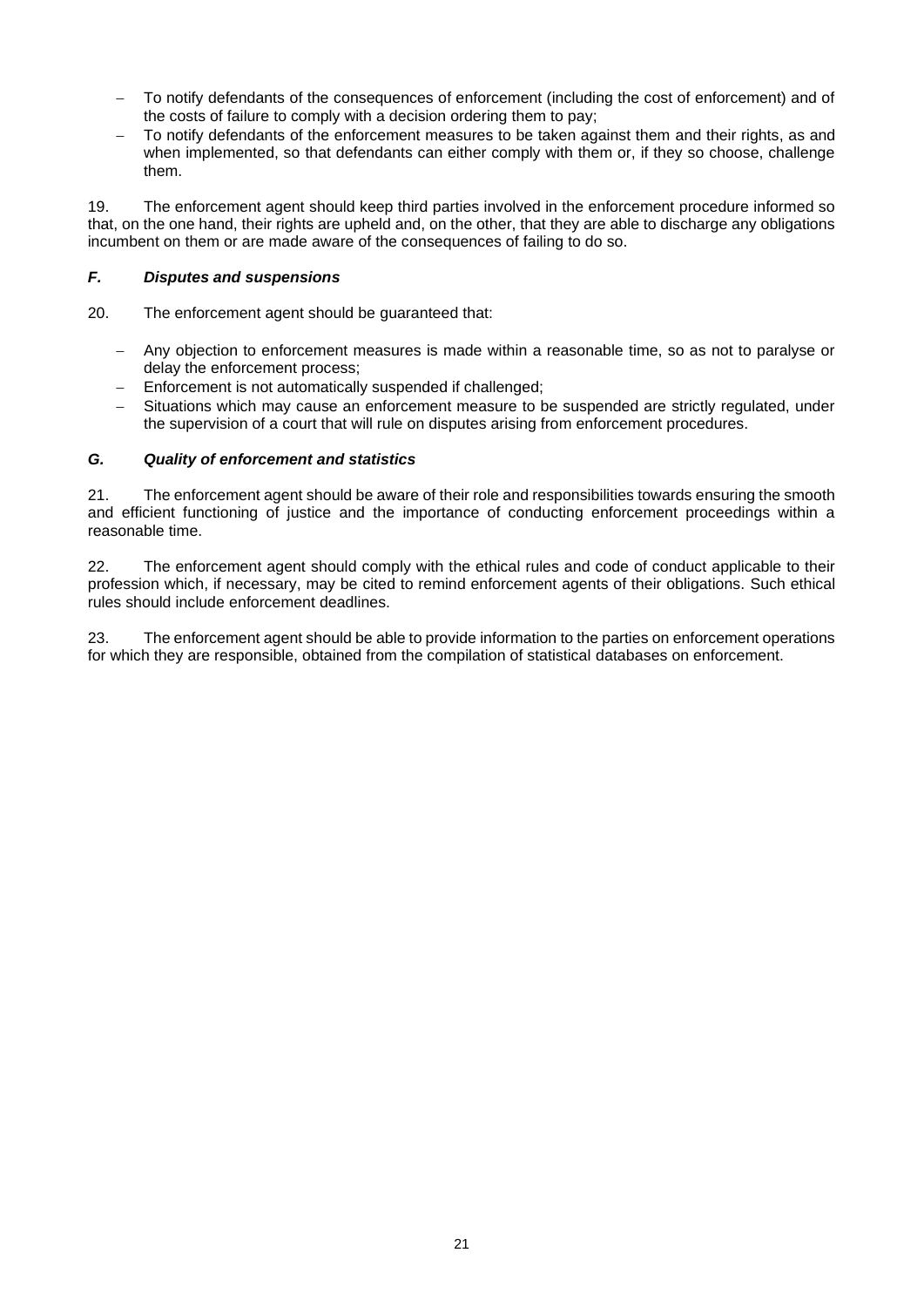- To notify defendants of the consequences of enforcement (including the cost of enforcement) and of the costs of failure to comply with a decision ordering them to pay;
- To notify defendants of the enforcement measures to be taken against them and their rights, as and when implemented, so that defendants can either comply with them or, if they so choose, challenge them.

19. The enforcement agent should keep third parties involved in the enforcement procedure informed so that, on the one hand, their rights are upheld and, on the other, that they are able to discharge any obligations incumbent on them or are made aware of the consequences of failing to do so.

### *F. Disputes and suspensions*

20. The enforcement agent should be guaranteed that:

- Any objection to enforcement measures is made within a reasonable time, so as not to paralyse or delay the enforcement process;
- Enforcement is not automatically suspended if challenged;
- Situations which may cause an enforcement measure to be suspended are strictly regulated, under the supervision of a court that will rule on disputes arising from enforcement procedures.

### *G. Quality of enforcement and statistics*

21. The enforcement agent should be aware of their role and responsibilities towards ensuring the smooth and efficient functioning of justice and the importance of conducting enforcement proceedings within a reasonable time.

22. The enforcement agent should comply with the ethical rules and code of conduct applicable to their profession which, if necessary, may be cited to remind enforcement agents of their obligations. Such ethical rules should include enforcement deadlines.

23. The enforcement agent should be able to provide information to the parties on enforcement operations for which they are responsible, obtained from the compilation of statistical databases on enforcement.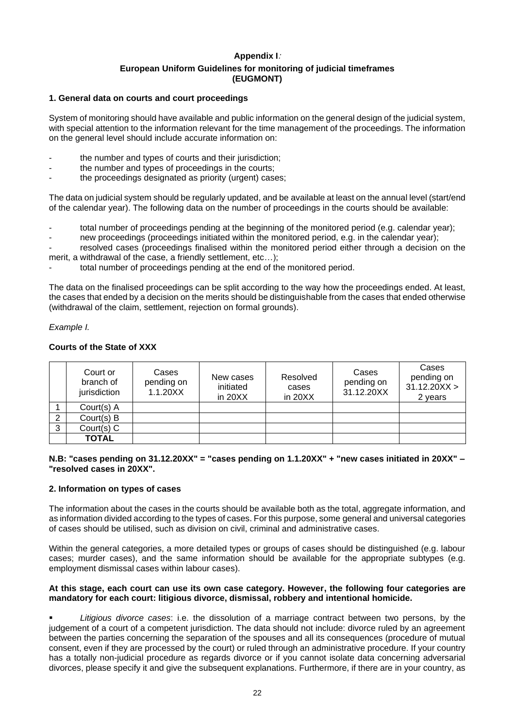**Appendix I**:

**European Uniform Guidelines for monitoring of judicial timeframes (EUGMONT)**

**1. General data on courts and court proceedings**

System of monitoring should have available and public information on the general design of the judicial system, with special attention to the information relevant for the time management of the proceedings. The information on the general level should include accurate information on:

- the number and types of courts and their jurisdiction;
- the number and types of proceedings in the courts;
- the proceedings designated as priority (urgent) cases;

The data on judicial system should be regularly updated, and be available at least on the annual level (start/end of the calendar year). The following data on the number of proceedings in the courts should be available:

- total number of proceedings pending at the beginning of the monitored period (e.g. calendar year);
- new proceedings (proceedings initiated within the monitored period, e.g. in the calendar year);
- resolved cases (proceedings finalised within the monitored period either through a decision on the merit, a withdrawal of the case, a friendly settlement, etc…);
- total number of proceedings pending at the end of the monitored period.

The data on the finalised proceedings can be split according to the way how the proceedings ended. At least, the cases that ended by a decision on the merits should be distinguishable from the cases that ended otherwise (withdrawal of the claim, settlement, rejection on formal grounds).

*Example I.*

**Courts of the State of XXX**

| | Court or branch of jurisdiction | Cases pending on 1.1.20XX | New cases initiated in 20XX | Resolved cases in 20XX | Cases pending on 31.12.20XX | Cases pending on 31.12.20XX > 2 years |
|---|---|---|---|---|---|---|
| 1 | Court(s) A | | | | | |
| 2 | Court(s) B | | | | | |
| 3 | Court(s) C | | | | | |
| | **TOTAL** | | | | | |

**N.B: "cases pending on 31.12.20XX" = "cases pending on 1.1.20XX" + "new cases initiated in 20XX" – "resolved cases in 20XX".**

**2. Information on types of cases**

The information about the cases in the courts should be available both as the total, aggregate information, and as information divided according to the types of cases. For this purpose, some general and universal categories of cases should be utilised, such as division on civil, criminal and administrative cases.

Within the general categories, a more detailed types or groups of cases should be distinguished (e.g. labour cases; murder cases), and the same information should be available for the appropriate subtypes (e.g. employment dismissal cases within labour cases).

**At this stage, each court can use its own case category. However, the following four categories are mandatory for each court: litigious divorce, dismissal, robbery and intentional homicide.**

- *Litigious divorce cases*: i.e. the dissolution of a marriage contract between two persons, by the judgement of a court of a competent jurisdiction. The data should not include: divorce ruled by an agreement between the parties concerning the separation of the spouses and all its consequences (procedure of mutual consent, even if they are processed by the court) or ruled through an administrative procedure. If your country has a totally non-judicial procedure as regards divorce or if you cannot isolate data concerning adversarial divorces, please specify it and give the subsequent explanations. Furthermore, if there are in your country, as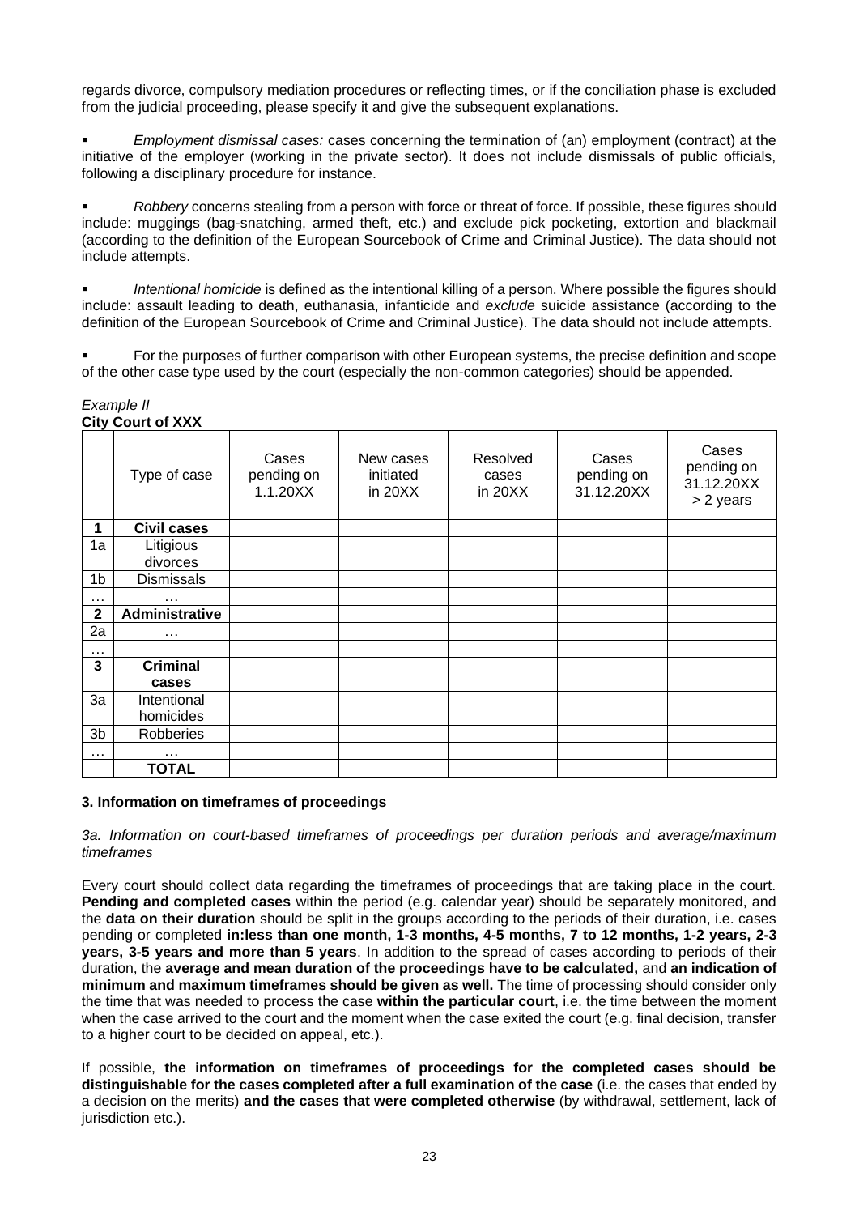regards divorce, compulsory mediation procedures or reflecting times, or if the conciliation phase is excluded from the judicial proceeding, please specify it and give the subsequent explanations.

- *Employment dismissal cases:* cases concerning the termination of (an) employment (contract) at the initiative of the employer (working in the private sector). It does not include dismissals of public officials, following a disciplinary procedure for instance.

- *Robbery* concerns stealing from a person with force or threat of force. If possible, these figures should include: muggings (bag-snatching, armed theft, etc.) and exclude pick pocketing, extortion and blackmail (according to the definition of the European Sourcebook of Crime and Criminal Justice). The data should not include attempts.

- *Intentional homicide* is defined as the intentional killing of a person. Where possible the figures should include: assault leading to death, euthanasia, infanticide and *exclude* suicide assistance (according to the definition of the European Sourcebook of Crime and Criminal Justice). The data should not include attempts.

- For the purposes of further comparison with other European systems, the precise definition and scope of the other case type used by the court (especially the non-common categories) should be appended.

*Example II*
**City Court of XXX**

| | Type of case | Cases pending on 1.1.20XX | New cases initiated in 20XX | Resolved cases in 20XX | Cases pending on 31.12.20XX | Cases pending on 31.12.20XX > 2 years |
|---|---|---|---|---|---|---|
| **1** | **Civil cases** | | | | | |
| 1a | Litigious divorces | | | | | |
| 1b | Dismissals | | | | | |
| … | … | | | | | |
| **2** | **Administrative** | | | | | |
| 2a | … | | | | | |
| … | | | | | | |
| **3** | **Criminal cases** | | | | | |
| 3a | Intentional homicides | | | | | |
| 3b | Robberies | | | | | |
| … | … | | | | | |
| | **TOTAL** | | | | | |

### 3. Information on timeframes of proceedings

*3a. Information on court-based timeframes of proceedings per duration periods and average/maximum timeframes*

Every court should collect data regarding the timeframes of proceedings that are taking place in the court. **Pending and completed cases** within the period (e.g. calendar year) should be separately monitored, and the **data on their duration** should be split in the groups according to the periods of their duration, i.e. cases pending or completed **in:less than one month, 1-3 months, 4-5 months, 7 to 12 months, 1-2 years, 2-3 years, 3-5 years and more than 5 years**. In addition to the spread of cases according to periods of their duration, the **average and mean duration of the proceedings have to be calculated,** and **an indication of minimum and maximum timeframes should be given as well.** The time of processing should consider only the time that was needed to process the case **within the particular court**, i.e. the time between the moment when the case arrived to the court and the moment when the case exited the court (e.g. final decision, transfer to a higher court to be decided on appeal, etc.).

If possible, **the information on timeframes of proceedings for the completed cases should be distinguishable for the cases completed after a full examination of the case** (i.e. the cases that ended by a decision on the merits) **and the cases that were completed otherwise** (by withdrawal, settlement, lack of jurisdiction etc.).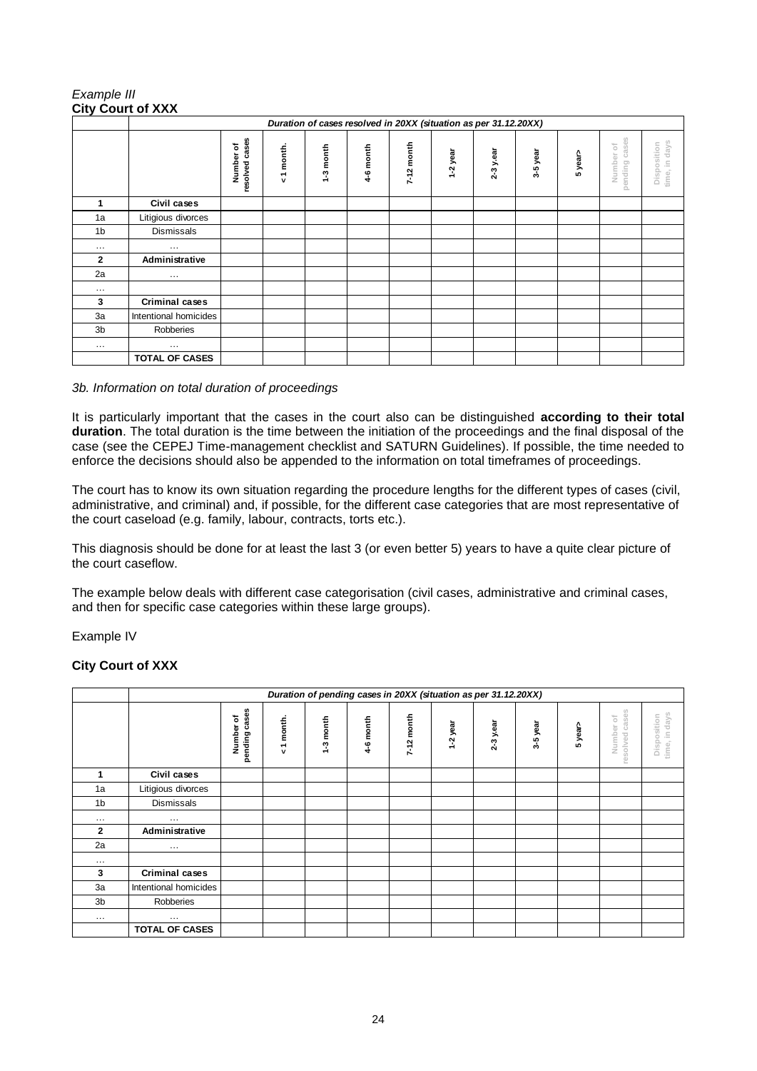*Example III*
**City Court of XXX**

| | | Duration of cases resolved in 20XX (situation as per 31.12.20XX) | | | | | | | | | | |
|---|---|---|---|---|---|---|---|---|---|---|---|---|
| | | Number of resolved cases | < 1 month. | 1-3 month | 4-6 month | 7-12 month | 1-2 year | 2-3 y.ear | 3-5 year | 5 year> | Number of pending cases | Disposition time, in days |
| 1 | **Civil cases** | | | | | | | | | | | |
| 1a | Litigious divorces | | | | | | | | | | | |
| 1b | Dismissals | | | | | | | | | | | |
| … | … | | | | | | | | | | | |
| 2 | **Administrative** | | | | | | | | | | | |
| 2a | … | | | | | | | | | | | |
| … | | | | | | | | | | | | |
| 3 | **Criminal cases** | | | | | | | | | | | |
| 3a | Intentional homicides | | | | | | | | | | | |
| 3b | Robberies | | | | | | | | | | | |
| … | … | | | | | | | | | | | |
| | **TOTAL OF CASES** | | | | | | | | | | | |

*3b. Information on total duration of proceedings*

It is particularly important that the cases in the court also can be distinguished **according to their total duration**. The total duration is the time between the initiation of the proceedings and the final disposal of the case (see the CEPEJ Time-management checklist and SATURN Guidelines). If possible, the time needed to enforce the decisions should also be appended to the information on total timeframes of proceedings.

The court has to know its own situation regarding the procedure lengths for the different types of cases (civil, administrative, and criminal) and, if possible, for the different case categories that are most representative of the court caseload (e.g. family, labour, contracts, torts etc.).

This diagnosis should be done for at least the last 3 (or even better 5) years to have a quite clear picture of the court caseflow.

The example below deals with different case categorisation (civil cases, administrative and criminal cases, and then for specific case categories within these large groups).

Example IV

**City Court of XXX**

| | | Duration of pending cases in 20XX (situation as per 31.12.20XX) | | | | | | | | | | |
|---|---|---|---|---|---|---|---|---|---|---|---|---|
| | | Number of pending cases | < 1 month. | 1-3 month | 4-6 month | 7-12 month | 1-2 year | 2-3 y.ear | 3-5 year | 5 year> | Number of resolved cases | Disposition time, in days |
| 1 | **Civil cases** | | | | | | | | | | | |
| 1a | Litigious divorces | | | | | | | | | | | |
| 1b | Dismissals | | | | | | | | | | | |
| … | … | | | | | | | | | | | |
| 2 | **Administrative** | | | | | | | | | | | |
| 2a | … | | | | | | | | | | | |
| … | | | | | | | | | | | | |
| 3 | **Criminal cases** | | | | | | | | | | | |
| 3a | Intentional homicides | | | | | | | | | | | |
| 3b | Robberies | | | | | | | | | | | |
| … | … | | | | | | | | | | | |
| | **TOTAL OF CASES** | | | | | | | | | | | |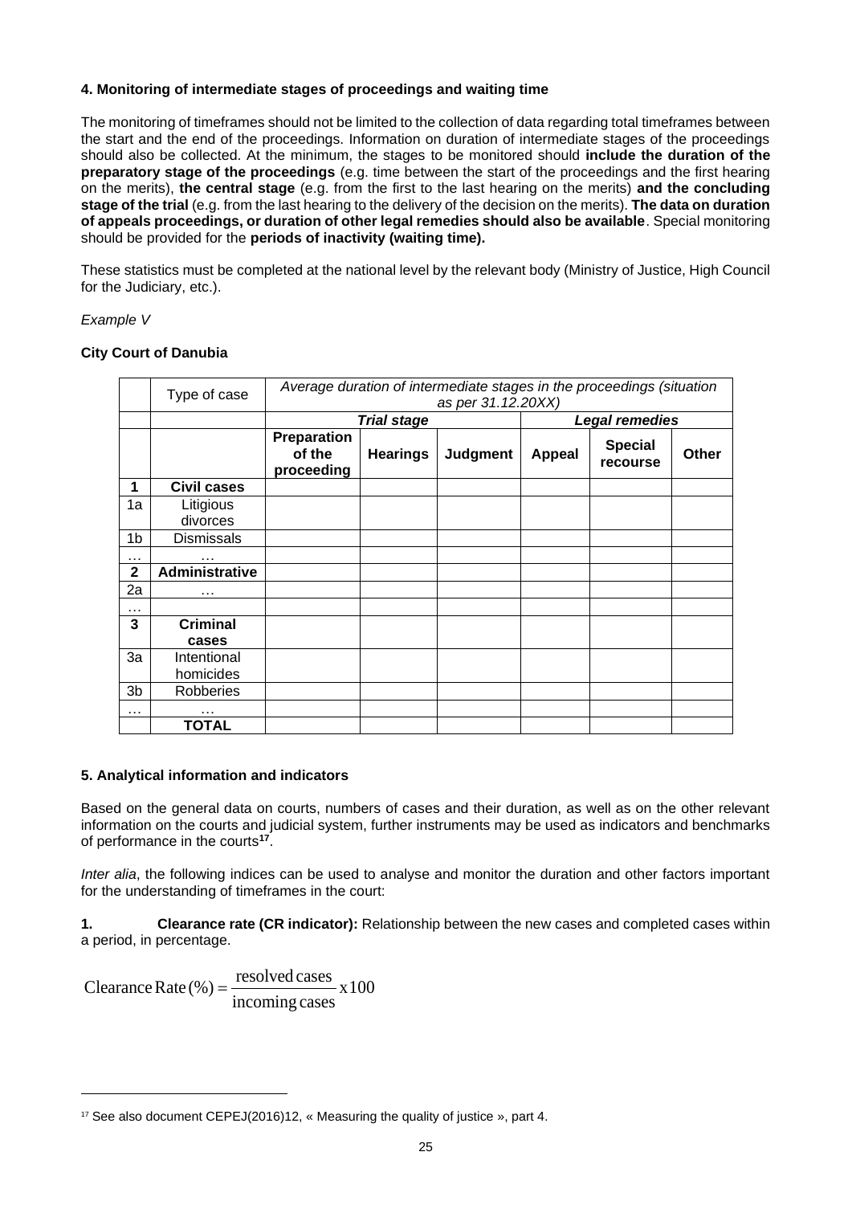**4. Monitoring of intermediate stages of proceedings and waiting time**

The monitoring of timeframes should not be limited to the collection of data regarding total timeframes between the start and the end of the proceedings. Information on duration of intermediate stages of the proceedings should also be collected. At the minimum, the stages to be monitored should **include the duration of the preparatory stage of the proceedings** (e.g. time between the start of the proceedings and the first hearing on the merits), **the central stage** (e.g. from the first to the last hearing on the merits) **and the concluding stage of the trial** (e.g. from the last hearing to the delivery of the decision on the merits). **The data on duration of appeals proceedings, or duration of other legal remedies should also be available**. Special monitoring should be provided for the **periods of inactivity (waiting time).**

These statistics must be completed at the national level by the relevant body (Ministry of Justice, High Council for the Judiciary, etc.).

*Example V*

**City Court of Danubia**

| | Type of case | *Average duration of intermediate stages in the proceedings (situation as per 31.12.20XX)* | | | | | |
|---|---|---|---|---|---|---|---|
| | | ***Trial stage*** | | | ***Legal remedies*** | | |
| | | **Preparation of the proceeding** | **Hearings** | **Judgment** | **Appeal** | **Special recourse** | **Other** |
| **1** | **Civil cases** | | | | | | |
| 1a | Litigious divorces | | | | | | |
| 1b | Dismissals | | | | | | |
| … | … | | | | | | |
| **2** | **Administrative** | | | | | | |
| 2a | … | | | | | | |
| … | | | | | | | |
| **3** | **Criminal cases** | | | | | | |
| 3a | Intentional homicides | | | | | | |
| 3b | Robberies | | | | | | |
| … | … | | | | | | |
| | **TOTAL** | | | | | | |

**5. Analytical information and indicators**

Based on the general data on courts, numbers of cases and their duration, as well as on the other relevant information on the courts and judicial system, further instruments may be used as indicators and benchmarks of performance in the courts[17].

*Inter alia*, the following indices can be used to analyse and monitor the duration and other factors important for the understanding of timeframes in the court:

**1. Clearance rate (CR indicator):** Relationship between the new cases and completed cases within a period, in percentage.

$$\text{Clearance Rate}(\%) = \frac{\text{resolved cases}}{\text{incoming cases}} \times 100$$

[17] See also document CEPEJ(2016)12, « Measuring the quality of justice », part 4.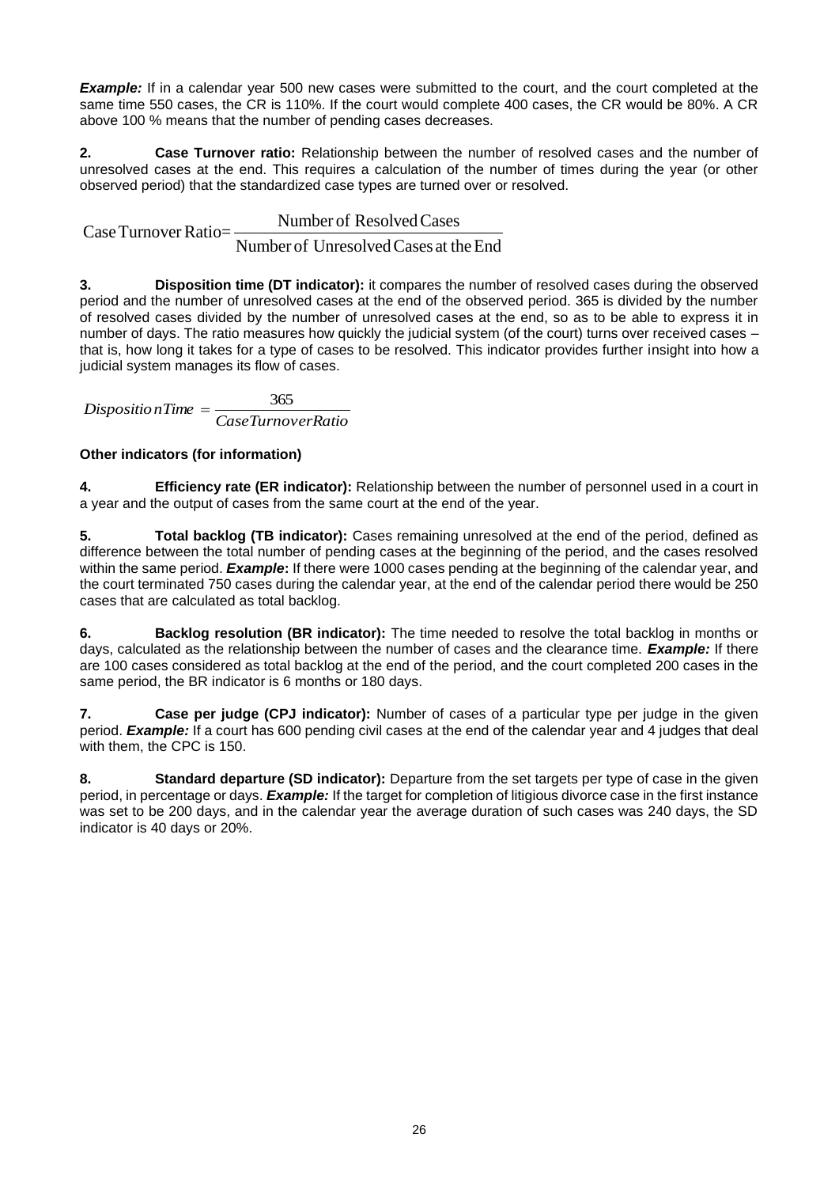***Example:*** If in a calendar year 500 new cases were submitted to the court, and the court completed at the same time 550 cases, the CR is 110%. If the court would complete 400 cases, the CR would be 80%. A CR above 100 % means that the number of pending cases decreases.

**2. Case Turnover ratio:** Relationship between the number of resolved cases and the number of unresolved cases at the end. This requires a calculation of the number of times during the year (or other observed period) that the standardized case types are turned over or resolved.

$$\text{Case Turnover Ratio} = \frac{\text{Number of Resolved Cases}}{\text{Number of Unresolved Cases at the End}}$$

**3. Disposition time (DT indicator):** it compares the number of resolved cases during the observed period and the number of unresolved cases at the end of the observed period. 365 is divided by the number of resolved cases divided by the number of unresolved cases at the end, so as to be able to express it in number of days. The ratio measures how quickly the judicial system (of the court) turns over received cases – that is, how long it takes for a type of cases to be resolved. This indicator provides further insight into how a judicial system manages its flow of cases.

$$DispositionTime = \frac{365}{CaseTurnoverRatio}$$

**Other indicators (for information)**

**4. Efficiency rate (ER indicator):** Relationship between the number of personnel used in a court in a year and the output of cases from the same court at the end of the year.

**5. Total backlog (TB indicator):** Cases remaining unresolved at the end of the period, defined as difference between the total number of pending cases at the beginning of the period, and the cases resolved within the same period. ***Example*:** If there were 1000 cases pending at the beginning of the calendar year, and the court terminated 750 cases during the calendar year, at the end of the calendar period there would be 250 cases that are calculated as total backlog.

**6. Backlog resolution (BR indicator):** The time needed to resolve the total backlog in months or days, calculated as the relationship between the number of cases and the clearance time. ***Example:*** If there are 100 cases considered as total backlog at the end of the period, and the court completed 200 cases in the same period, the BR indicator is 6 months or 180 days.

**7. Case per judge (CPJ indicator):** Number of cases of a particular type per judge in the given period. ***Example:*** If a court has 600 pending civil cases at the end of the calendar year and 4 judges that deal with them, the CPC is 150.

**8. Standard departure (SD indicator):** Departure from the set targets per type of case in the given period, in percentage or days. ***Example:*** If the target for completion of litigious divorce case in the first instance was set to be 200 days, and in the calendar year the average duration of such cases was 240 days, the SD indicator is 40 days or 20%.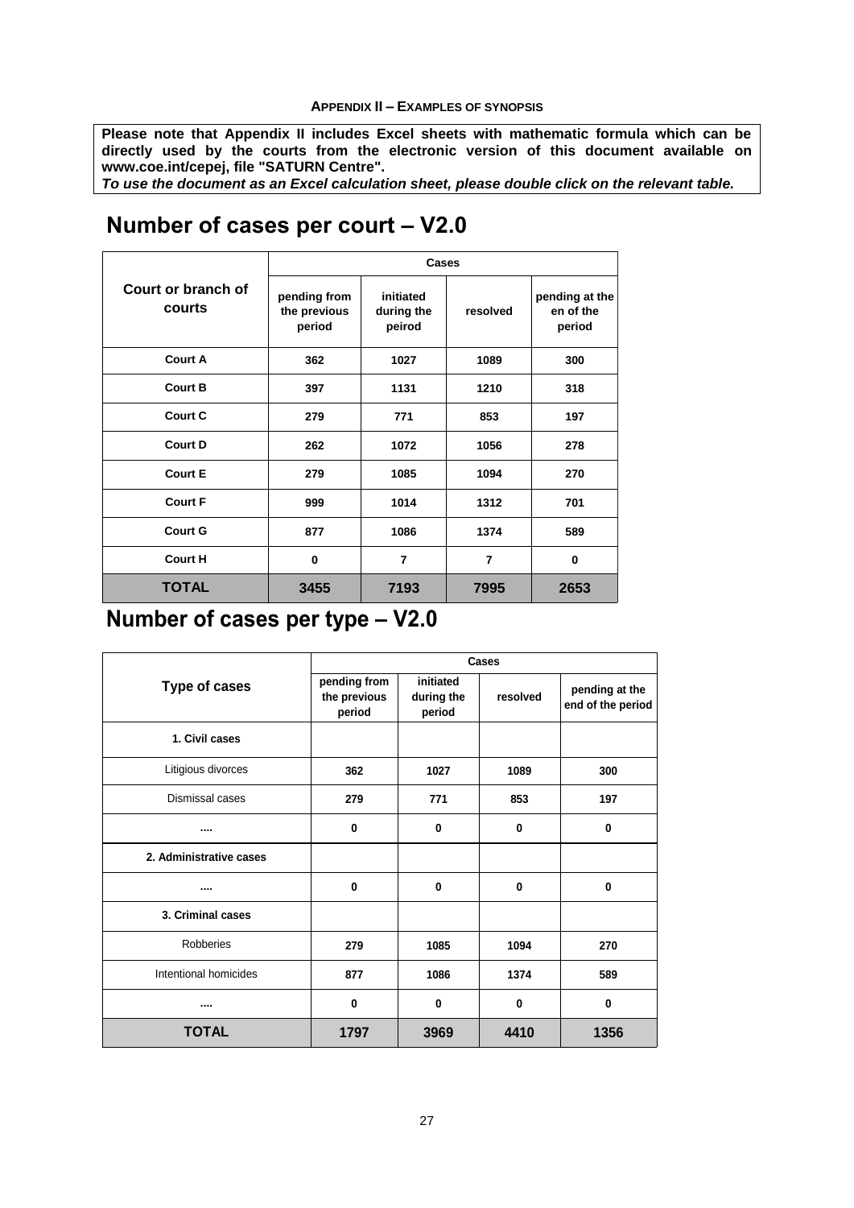**APPENDIX II – EXAMPLES OF SYNOPSIS**

**Please note that Appendix II includes Excel sheets with mathematic formula which can be directly used by the courts from the electronic version of this document available on www.coe.int/cepej, file "SATURN Centre".**
***To use the document as an Excel calculation sheet, please double click on the relevant table.***

# Number of cases per court – V2.0

| Court or branch of courts | Cases | | | |
|---|---|---|---|---|
| | pending from the previous period | initiated during the peirod | resolved | pending at the en of the period |
| Court A | 362 | 1027 | 1089 | 300 |
| Court B | 397 | 1131 | 1210 | 318 |
| Court C | 279 | 771 | 853 | 197 |
| Court D | 262 | 1072 | 1056 | 278 |
| Court E | 279 | 1085 | 1094 | 270 |
| Court F | 999 | 1014 | 1312 | 701 |
| Court G | 877 | 1086 | 1374 | 589 |
| Court H | 0 | 7 | 7 | 0 |
| **TOTAL** | **3455** | **7193** | **7995** | **2653** |

# Number of cases per type – V2.0

| Type of cases | Cases | | | |
|---|---|---|---|---|
| | pending from the previous period | initiated during the period | resolved | pending at the end of the period |
| **1. Civil cases** | | | | |
| Litigious divorces | 362 | 1027 | 1089 | 300 |
| Dismissal cases | 279 | 771 | 853 | 197 |
| .... | 0 | 0 | 0 | 0 |
| **2. Administrative cases** | | | | |
| .... | 0 | 0 | 0 | 0 |
| **3. Criminal cases** | | | | |
| Robberies | 279 | 1085 | 1094 | 270 |
| Intentional homicides | 877 | 1086 | 1374 | 589 |
| .... | 0 | 0 | 0 | 0 |
| **TOTAL** | **1797** | **3969** | **4410** | **1356** |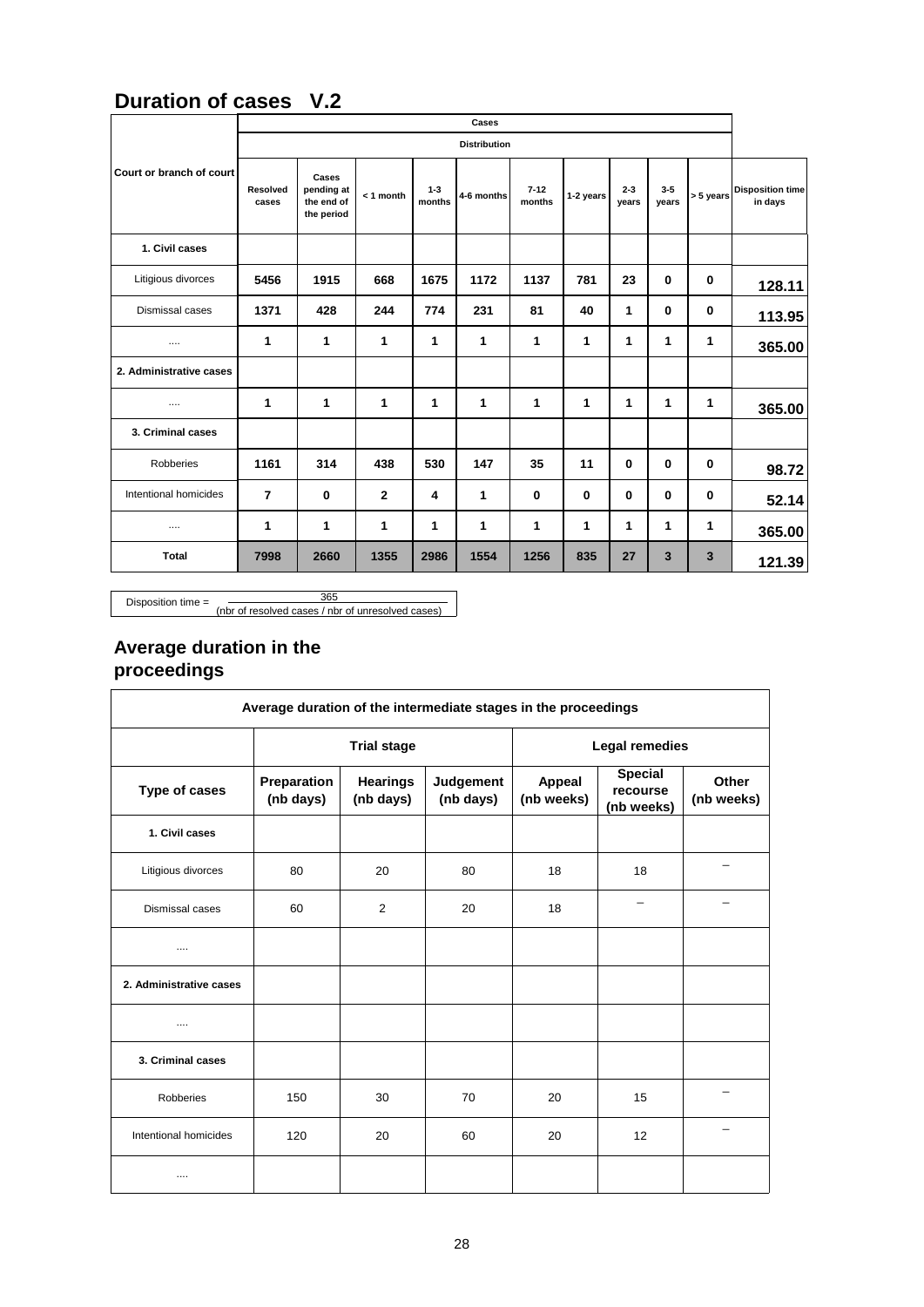## Duration of cases   V.2

| Court or branch of court | Cases | | | | | | | | | | |
|---|---|---|---|---|---|---|---|---|---|---|---|
| | | | Distribution | | | | | | | | |
| | Resolved cases | Cases pending at the end of the period | < 1 month | 1-3 months | 4-6 months | 7-12 months | 1-2 years | 2-3 years | 3-5 years | > 5 years | Disposition time in days |
| **1. Civil cases** | | | | | | | | | | | |
| Litigious divorces | 5456 | 1915 | 668 | 1675 | 1172 | 1137 | 781 | 23 | 0 | 0 | 128.11 |
| Dismissal cases | 1371 | 428 | 244 | 774 | 231 | 81 | 40 | 1 | 0 | 0 | 113.95 |
| .... | 1 | 1 | 1 | 1 | 1 | 1 | 1 | 1 | 1 | 1 | 365.00 |
| **2. Administrative cases** | | | | | | | | | | | |
| .... | 1 | 1 | 1 | 1 | 1 | 1 | 1 | 1 | 1 | 1 | 365.00 |
| **3. Criminal cases** | | | | | | | | | | | |
| Robberies | 1161 | 314 | 438 | 530 | 147 | 35 | 11 | 0 | 0 | 0 | 98.72 |
| Intentional homicides | 7 | 0 | 2 | 4 | 1 | 0 | 0 | 0 | 0 | 0 | 52.14 |
| .... | 1 | 1 | 1 | 1 | 1 | 1 | 1 | 1 | 1 | 1 | 365.00 |
| **Total** | 7998 | 2660 | 1355 | 2986 | 1554 | 1256 | 835 | 27 | 3 | 3 | 121.39 |

$$\text{Disposition time} = \frac{365}{\text{(nbr of resolved cases / nbr of unresolved cases)}}$$

## Average duration in the proceedings

| Average duration of the intermediate stages in the proceedings | | | | | | |
|---|---|---|---|---|---|---|
| | Trial stage | | | Legal remedies | | |
| **Type of cases** | **Preparation (nb days)** | **Hearings (nb days)** | **Judgement (nb days)** | **Appeal (nb weeks)** | **Special recourse (nb weeks)** | **Other (nb weeks)** |
| **1. Civil cases** | | | | | | |
| Litigious divorces | 80 | 20 | 80 | 18 | 18 | – |
| Dismissal cases | 60 | 2 | 20 | 18 | – | – |
| .... | | | | | | |
| **2. Administrative cases** | | | | | | |
| .... | | | | | | |
| **3. Criminal cases** | | | | | | |
| Robberies | 150 | 30 | 70 | 20 | 15 | – |
| Intentional homicides | 120 | 20 | 60 | 20 | 12 | – |
| .... | | | | | | |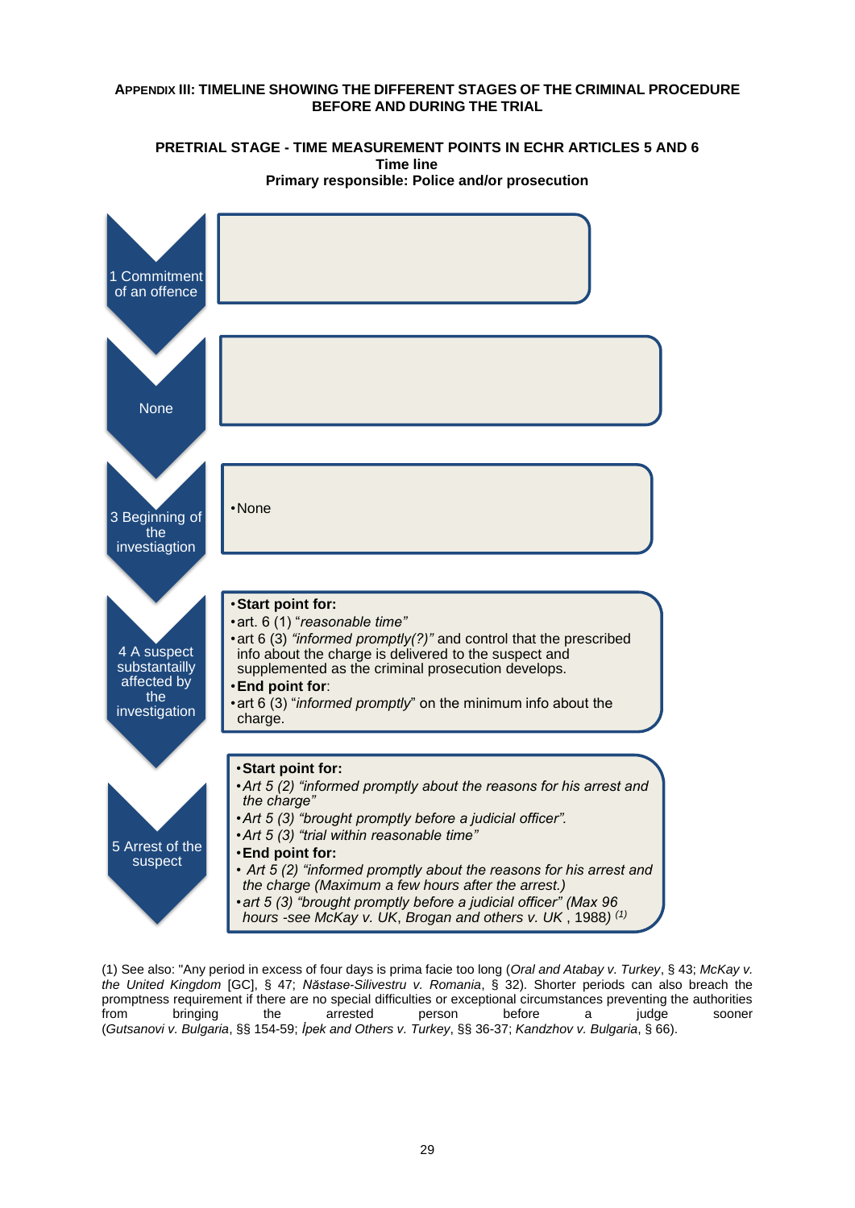**APPENDIX III: TIMELINE SHOWING THE DIFFERENT STAGES OF THE CRIMINAL PROCEDURE BEFORE AND DURING THE TRIAL**

**PRETRIAL STAGE - TIME MEASUREMENT POINTS IN ECHR ARTICLES 5 AND 6**
**Time line**
**Primary responsible: Police and/or prosecution**

| Stage | Time measurement points |
|---|---|
| 1 Commitment of an offence | |
| None | |
| 3 Beginning of the investiagtion | • None |
| 4 A suspect substantailly affected by the investigation | • **Start point for:**<br>• art. 6 (1) "*reasonable time*"<br>• art 6 (3) *"informed promptly(?)"* and control that the prescribed info about the charge is delivered to the suspect and supplemented as the criminal prosecution develops.<br>• **End point for**:<br>• art 6 (3) "*informed promptly*" on the minimum info about the charge. |
| 5 Arrest of the suspect | • **Start point for:**<br>• *Art 5 (2) "informed promptly about the reasons for his arrest and the charge"*<br>• *Art 5 (3) "brought promptly before a judicial officer".*<br>• *Art 5 (3) "trial within reasonable time"*<br>• **End point for:**<br>• *Art 5 (2) "informed promptly about the reasons for his arrest and the charge (Maximum a few hours after the arrest.)*<br>• *art 5 (3) "brought promptly before a judicial officer" (Max 96 hours -see McKay v. UK, Brogan and others v. UK* , 1988) [(1)] |

(1) See also: "Any period in excess of four days is prima facie too long (*Oral and Atabay v. Turkey*, § 43; *McKay v. the United Kingdom* [GC], § 47; *Năstase-Silivestru v. Romania*, § 32). Shorter periods can also breach the promptness requirement if there are no special difficulties or exceptional circumstances preventing the authorities from bringing the arrested person before a judge sooner (*Gutsanovi v. Bulgaria*, §§ 154-59; *İpek and Others v. Turkey*, §§ 36-37; *Kandzhov v. Bulgaria*, § 66).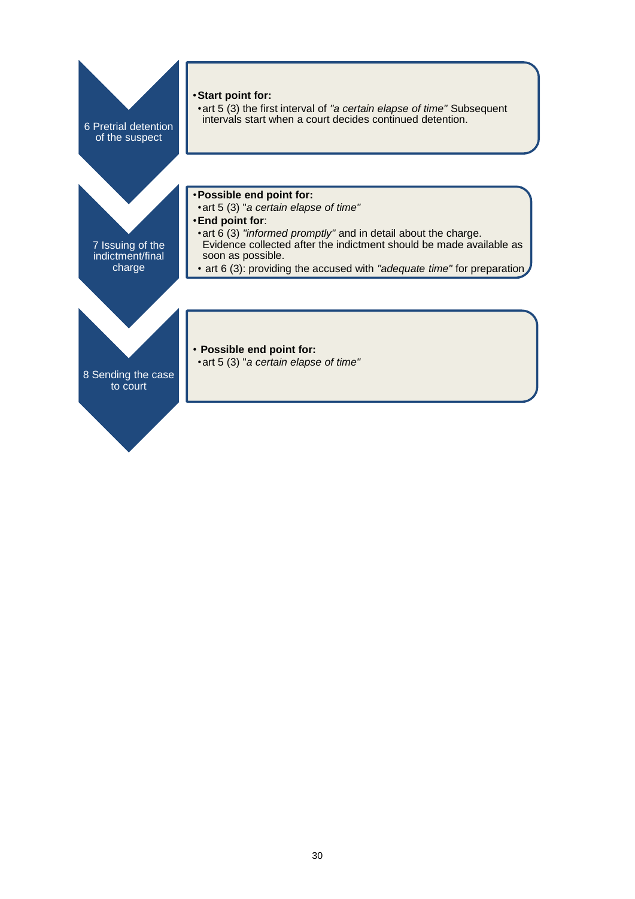**6 Pretrial detention of the suspect**

- **Start point for:**
  - art 5 (3) the first interval of *"a certain elapse of time"* Subsequent intervals start when a court decides continued detention.

**7 Issuing of the indictment/final charge**

- **Possible end point for:**
  - art 5 (3) "*a certain elapse of time"*
- **End point for**:
  - art 6 (3) *"informed promptly"* and in detail about the charge. Evidence collected after the indictment should be made available as soon as possible.
  - art 6 (3): providing the accused with *"adequate time"* for preparation

**8 Sending the case to court**

- **Possible end point for:**
  - art 5 (3) "*a certain elapse of time"*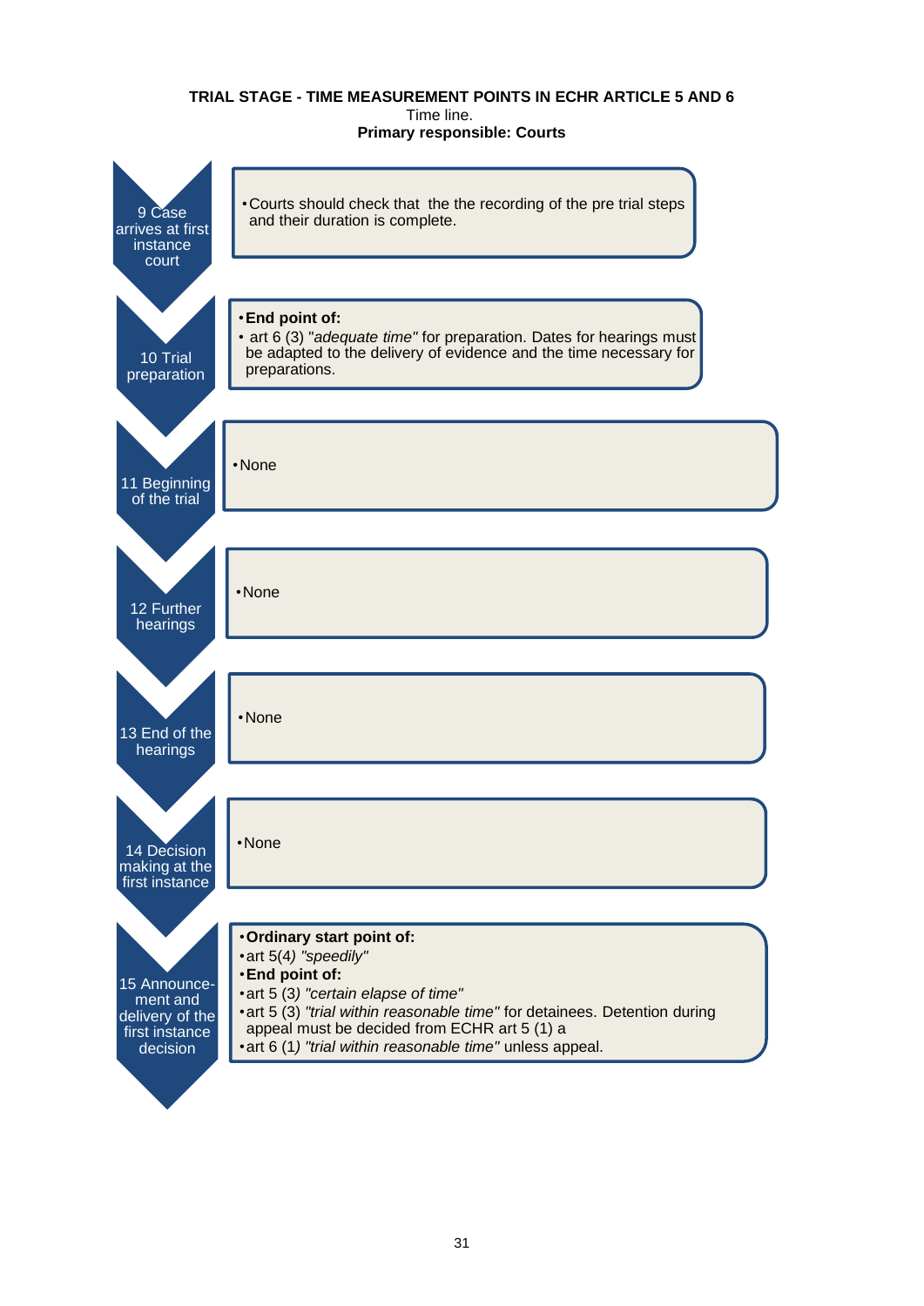**TRIAL STAGE - TIME MEASUREMENT POINTS IN ECHR ARTICLE 5 AND 6**

Time line.

**Primary responsible: Courts**

| Step | Measurement points |
|---|---|
| 9 Case arrives at first instance court | • Courts should check that the the recording of the pre trial steps and their duration is complete. |
| 10 Trial preparation | • **End point of:** • art 6 (3) "*adequate time*" for preparation. Dates for hearings must be adapted to the delivery of evidence and the time necessary for preparations. |
| 11 Beginning of the trial | • None |
| 12 Further hearings | • None |
| 13 End of the hearings | • None |
| 14 Decision making at the first instance | • None |
| 15 Announcement and delivery of the first instance decision | • **Ordinary start point of:** • art 5(4) *"speedily"* • **End point of:** • art 5 (3) *"certain elapse of time"* • art 5 (3) *"trial within reasonable time"* for detainees. Detention during appeal must be decided from ECHR art 5 (1) a • art 6 (1) *"trial within reasonable time"* unless appeal. |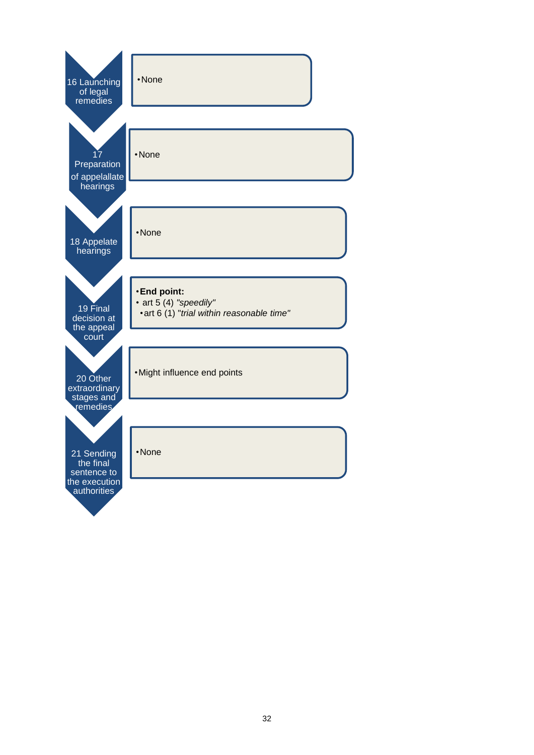16 Launching of legal remedies

- None

17 Preparation of appelallate hearings

- None

18 Appelate hearings

- None

19 Final decision at the appeal court

- **End point:**
- art 5 (4) *"speedily"*
- art 6 (1) "*trial within reasonable time"*

20 Other extraordinary stages and remedies

- Might influence end points

21 Sending the final sentence to the execution authorities

- None